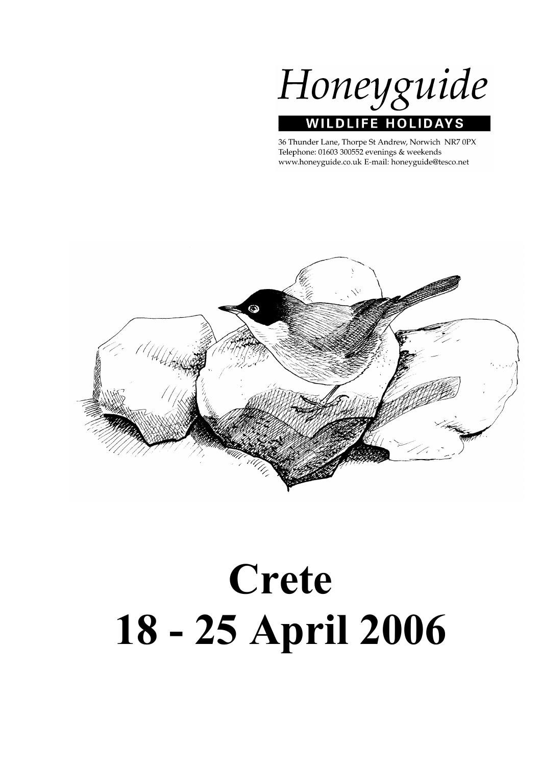Honeyguide

WILDLIFE HOLIDAYS

36 Thunder Lane, Thorpe St Andrew, Norwich NR7 0PX
Telephone: 01603 300552 evenings & weekends
www.honeyguide.co.uk E-mail: honeyguide@tesco.net

# Crete
# 18 - 25 April 2006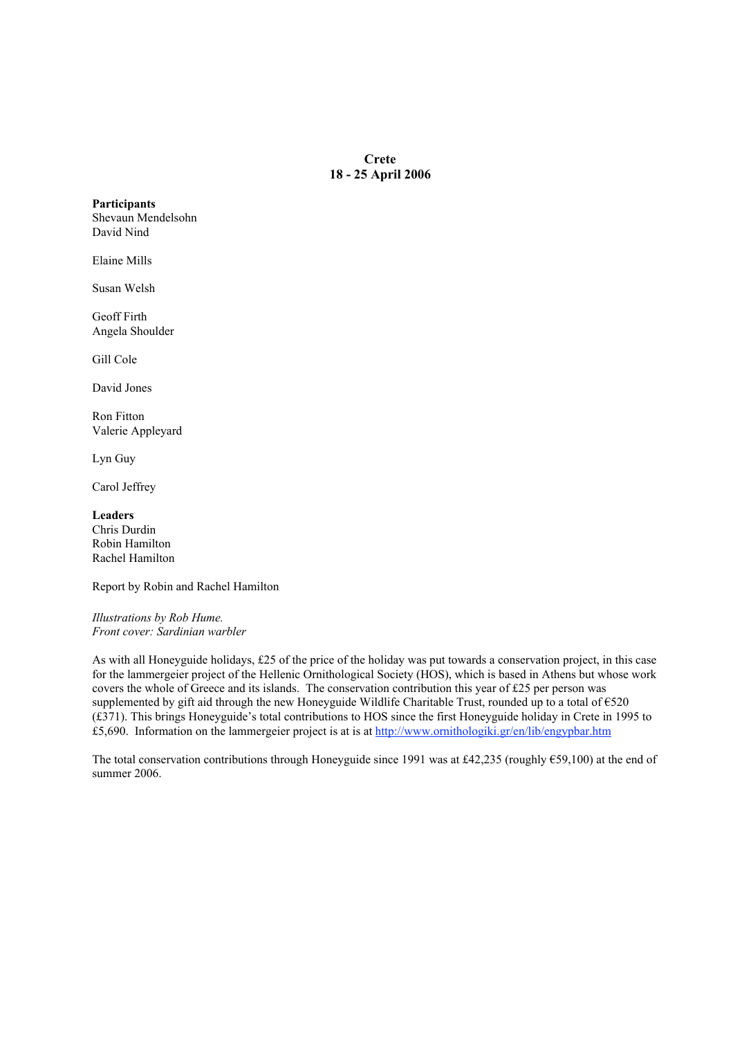# Crete
## 18 - 25 April 2006

**Participants**
Shevaun Mendelsohn
David Nind

Elaine Mills

Susan Welsh

Geoff Firth
Angela Shoulder

Gill Cole

David Jones

Ron Fitton
Valerie Appleyard

Lyn Guy

Carol Jeffrey

**Leaders**
Chris Durdin
Robin Hamilton
Rachel Hamilton

Report by Robin and Rachel Hamilton

*Illustrations by Rob Hume.*
*Front cover: Sardinian warbler*

As with all Honeyguide holidays, £25 of the price of the holiday was put towards a conservation project, in this case for the lammergeier project of the Hellenic Ornithological Society (HOS), which is based in Athens but whose work covers the whole of Greece and its islands. The conservation contribution this year of £25 per person was supplemented by gift aid through the new Honeyguide Wildlife Charitable Trust, rounded up to a total of €520 (£371). This brings Honeyguide's total contributions to HOS since the first Honeyguide holiday in Crete in 1995 to £5,690. Information on the lammergeier project is at is at http://www.ornithologiki.gr/en/lib/engypbar.htm

The total conservation contributions through Honeyguide since 1991 was at £42,235 (roughly €59,100) at the end of summer 2006.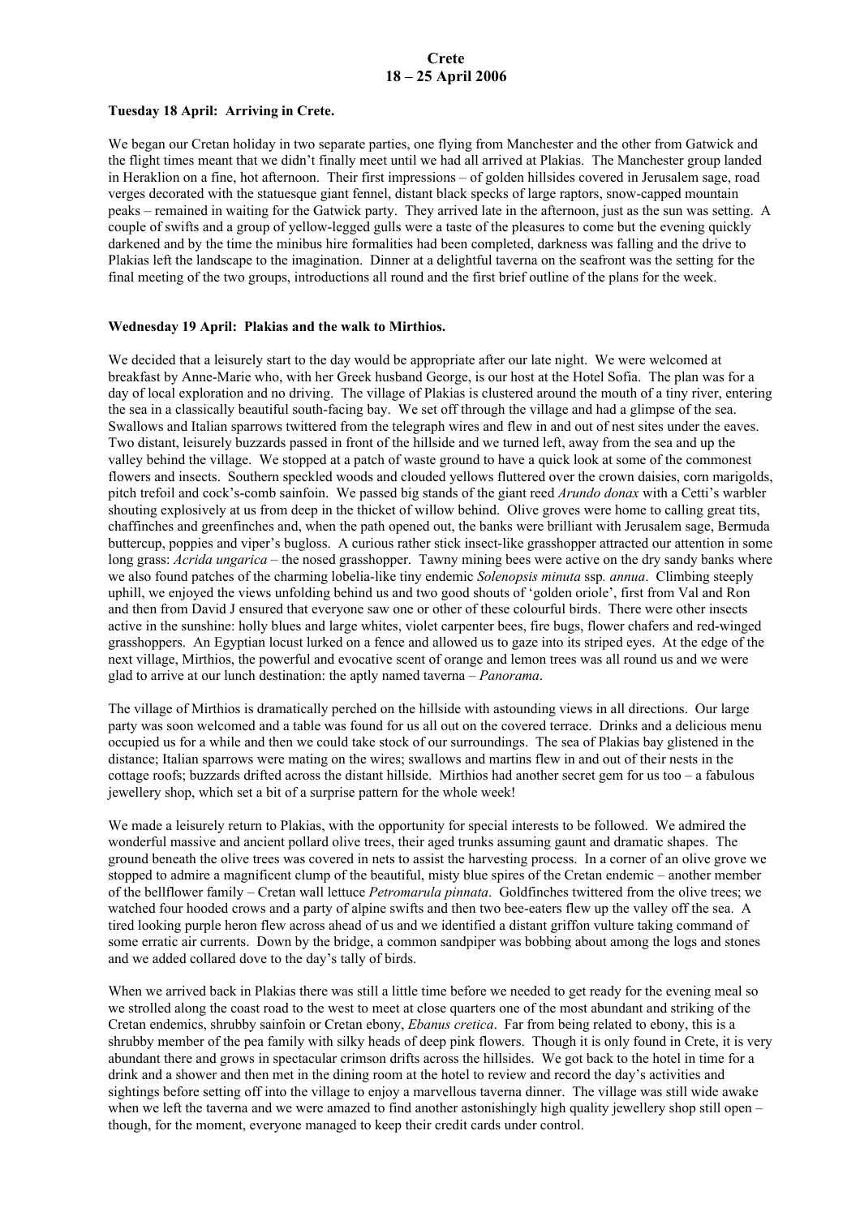# Crete
## 18 – 25 April 2006

**Tuesday 18 April: Arriving in Crete.**

We began our Cretan holiday in two separate parties, one flying from Manchester and the other from Gatwick and the flight times meant that we didn't finally meet until we had all arrived at Plakias. The Manchester group landed in Heraklion on a fine, hot afternoon. Their first impressions – of golden hillsides covered in Jerusalem sage, road verges decorated with the statuesque giant fennel, distant black specks of large raptors, snow-capped mountain peaks – remained in waiting for the Gatwick party. They arrived late in the afternoon, just as the sun was setting. A couple of swifts and a group of yellow-legged gulls were a taste of the pleasures to come but the evening quickly darkened and by the time the minibus hire formalities had been completed, darkness was falling and the drive to Plakias left the landscape to the imagination. Dinner at a delightful taverna on the seafront was the setting for the final meeting of the two groups, introductions all round and the first brief outline of the plans for the week.

**Wednesday 19 April: Plakias and the walk to Mirthios.**

We decided that a leisurely start to the day would be appropriate after our late night. We were welcomed at breakfast by Anne-Marie who, with her Greek husband George, is our host at the Hotel Sofia. The plan was for a day of local exploration and no driving. The village of Plakias is clustered around the mouth of a tiny river, entering the sea in a classically beautiful south-facing bay. We set off through the village and had a glimpse of the sea. Swallows and Italian sparrows twittered from the telegraph wires and flew in and out of nest sites under the eaves. Two distant, leisurely buzzards passed in front of the hillside and we turned left, away from the sea and up the valley behind the village. We stopped at a patch of waste ground to have a quick look at some of the commonest flowers and insects. Southern speckled woods and clouded yellows fluttered over the crown daisies, corn marigolds, pitch trefoil and cock's-comb sainfoin. We passed big stands of the giant reed *Arundo donax* with a Cetti's warbler shouting explosively at us from deep in the thicket of willow behind. Olive groves were home to calling great tits, chaffinches and greenfinches and, when the path opened out, the banks were brilliant with Jerusalem sage, Bermuda buttercup, poppies and viper's bugloss. A curious rather stick insect-like grasshopper attracted our attention in some long grass: *Acrida ungarica* – the nosed grasshopper. Tawny mining bees were active on the dry sandy banks where we also found patches of the charming lobelia-like tiny endemic *Solenopsis minuta* ssp*. annua*. Climbing steeply uphill, we enjoyed the views unfolding behind us and two good shouts of 'golden oriole', first from Val and Ron and then from David J ensured that everyone saw one or other of these colourful birds. There were other insects active in the sunshine: holly blues and large whites, violet carpenter bees, fire bugs, flower chafers and red-winged grasshoppers. An Egyptian locust lurked on a fence and allowed us to gaze into its striped eyes. At the edge of the next village, Mirthios, the powerful and evocative scent of orange and lemon trees was all round us and we were glad to arrive at our lunch destination: the aptly named taverna – *Panorama*.

The village of Mirthios is dramatically perched on the hillside with astounding views in all directions. Our large party was soon welcomed and a table was found for us all out on the covered terrace. Drinks and a delicious menu occupied us for a while and then we could take stock of our surroundings. The sea of Plakias bay glistened in the distance; Italian sparrows were mating on the wires; swallows and martins flew in and out of their nests in the cottage roofs; buzzards drifted across the distant hillside. Mirthios had another secret gem for us too – a fabulous jewellery shop, which set a bit of a surprise pattern for the whole week!

We made a leisurely return to Plakias, with the opportunity for special interests to be followed. We admired the wonderful massive and ancient pollard olive trees, their aged trunks assuming gaunt and dramatic shapes. The ground beneath the olive trees was covered in nets to assist the harvesting process. In a corner of an olive grove we stopped to admire a magnificent clump of the beautiful, misty blue spires of the Cretan endemic – another member of the bellflower family – Cretan wall lettuce *Petromarula pinnata*. Goldfinches twittered from the olive trees; we watched four hooded crows and a party of alpine swifts and then two bee-eaters flew up the valley off the sea. A tired looking purple heron flew across ahead of us and we identified a distant griffon vulture taking command of some erratic air currents. Down by the bridge, a common sandpiper was bobbing about among the logs and stones and we added collared dove to the day's tally of birds.

When we arrived back in Plakias there was still a little time before we needed to get ready for the evening meal so we strolled along the coast road to the west to meet at close quarters one of the most abundant and striking of the Cretan endemics, shrubby sainfoin or Cretan ebony, *Ebanus cretica*. Far from being related to ebony, this is a shrubby member of the pea family with silky heads of deep pink flowers. Though it is only found in Crete, it is very abundant there and grows in spectacular crimson drifts across the hillsides. We got back to the hotel in time for a drink and a shower and then met in the dining room at the hotel to review and record the day's activities and sightings before setting off into the village to enjoy a marvellous taverna dinner. The village was still wide awake when we left the taverna and we were amazed to find another astonishingly high quality jewellery shop still open – though, for the moment, everyone managed to keep their credit cards under control.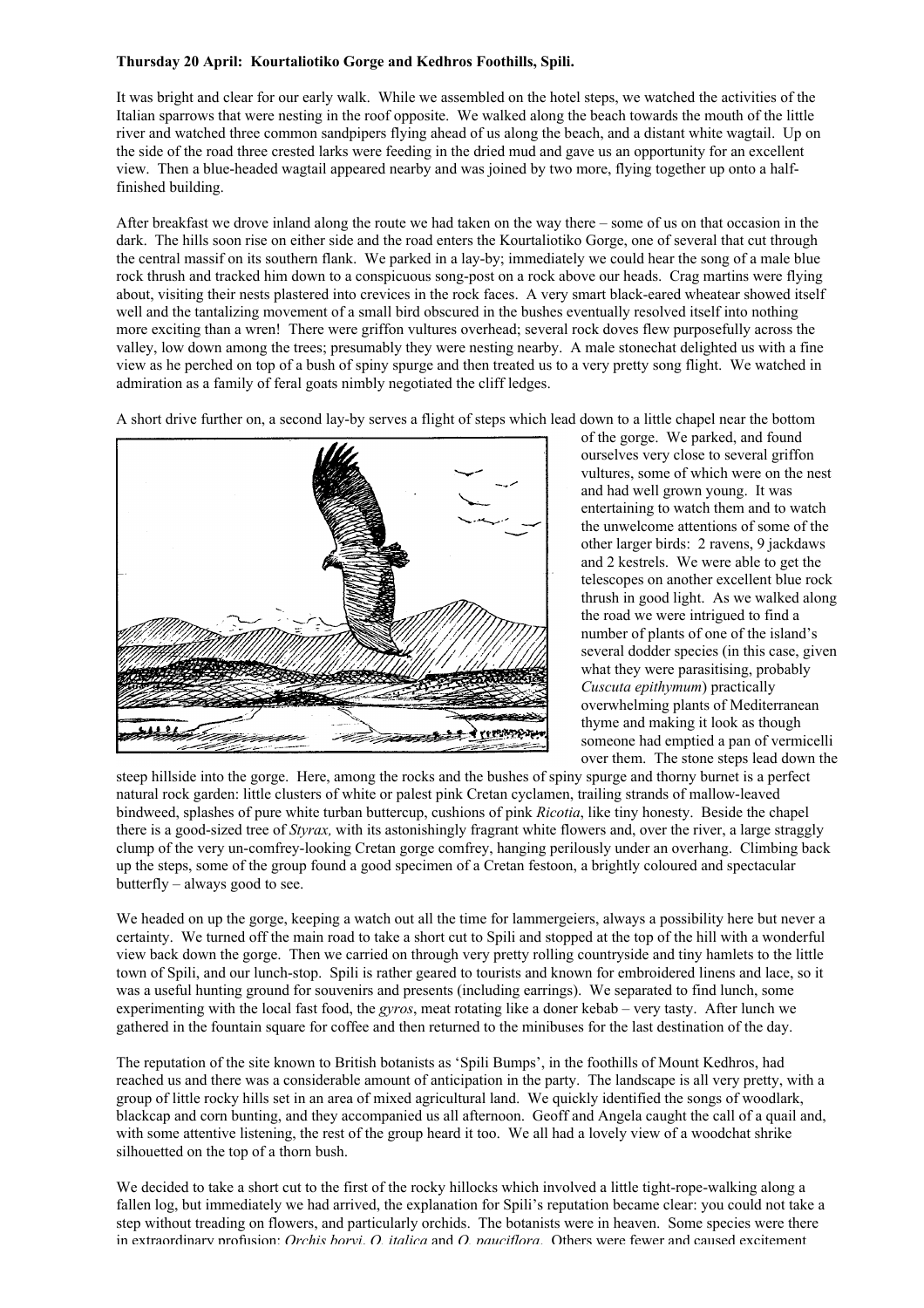**Thursday 20 April: Kourtaliotiko Gorge and Kedhros Foothills, Spili.**

It was bright and clear for our early walk. While we assembled on the hotel steps, we watched the activities of the Italian sparrows that were nesting in the roof opposite. We walked along the beach towards the mouth of the little river and watched three common sandpipers flying ahead of us along the beach, and a distant white wagtail. Up on the side of the road three crested larks were feeding in the dried mud and gave us an opportunity for an excellent view. Then a blue-headed wagtail appeared nearby and was joined by two more, flying together up onto a half-finished building.

After breakfast we drove inland along the route we had taken on the way there – some of us on that occasion in the dark. The hills soon rise on either side and the road enters the Kourtaliotiko Gorge, one of several that cut through the central massif on its southern flank. We parked in a lay-by; immediately we could hear the song of a male blue rock thrush and tracked him down to a conspicuous song-post on a rock above our heads. Crag martins were flying about, visiting their nests plastered into crevices in the rock faces. A very smart black-eared wheatear showed itself well and the tantalizing movement of a small bird obscured in the bushes eventually resolved itself into nothing more exciting than a wren! There were griffon vultures overhead; several rock doves flew purposefully across the valley, low down among the trees; presumably they were nesting nearby. A male stonechat delighted us with a fine view as he perched on top of a bush of spiny spurge and then treated us to a very pretty song flight. We watched in admiration as a family of feral goats nimbly negotiated the cliff ledges.

A short drive further on, a second lay-by serves a flight of steps which lead down to a little chapel near the bottom of the gorge. We parked, and found ourselves very close to several griffon vultures, some of which were on the nest and had well grown young. It was entertaining to watch them and to watch the unwelcome attentions of some of the other larger birds: 2 ravens, 9 jackdaws and 2 kestrels. We were able to get the telescopes on another excellent blue rock thrush in good light. As we walked along the road we were intrigued to find a number of plants of one of the island's several dodder species (in this case, given what they were parasitising, probably *Cuscuta epithymum*) practically overwhelming plants of Mediterranean thyme and making it look as though someone had emptied a pan of vermicelli over them. The stone steps lead down the steep hillside into the gorge. Here, among the rocks and the bushes of spiny spurge and thorny burnet is a perfect natural rock garden: little clusters of white or palest pink Cretan cyclamen, trailing strands of mallow-leaved bindweed, splashes of pure white turban buttercup, cushions of pink *Ricotia*, like tiny honesty. Beside the chapel there is a good-sized tree of *Styrax,* with its astonishingly fragrant white flowers and, over the river, a large straggly clump of the very un-comfrey-looking Cretan gorge comfrey, hanging perilously under an overhang. Climbing back up the steps, some of the group found a good specimen of a Cretan festoon, a brightly coloured and spectacular butterfly – always good to see.

We headed on up the gorge, keeping a watch out all the time for lammergeiers, always a possibility here but never a certainty. We turned off the main road to take a short cut to Spili and stopped at the top of the hill with a wonderful view back down the gorge. Then we carried on through very pretty rolling countryside and tiny hamlets to the little town of Spili, and our lunch-stop. Spili is rather geared to tourists and known for embroidered linens and lace, so it was a useful hunting ground for souvenirs and presents (including earrings). We separated to find lunch, some experimenting with the local fast food, the *gyros*, meat rotating like a doner kebab – very tasty. After lunch we gathered in the fountain square for coffee and then returned to the minibuses for the last destination of the day.

The reputation of the site known to British botanists as 'Spili Bumps', in the foothills of Mount Kedhros, had reached us and there was a considerable amount of anticipation in the party. The landscape is all very pretty, with a group of little rocky hills set in an area of mixed agricultural land. We quickly identified the songs of woodlark, blackcap and corn bunting, and they accompanied us all afternoon. Geoff and Angela caught the call of a quail and, with some attentive listening, the rest of the group heard it too. We all had a lovely view of a woodchat shrike silhouetted on the top of a thorn bush.

We decided to take a short cut to the first of the rocky hillocks which involved a little tight-rope-walking along a fallen log, but immediately we had arrived, the explanation for Spili's reputation became clear: you could not take a step without treading on flowers, and particularly orchids. The botanists were in heaven. Some species were there in extraordinary profusion: *Orchis boryi, O. italica* and *O. pauciflora.* Others were fewer and caused excitement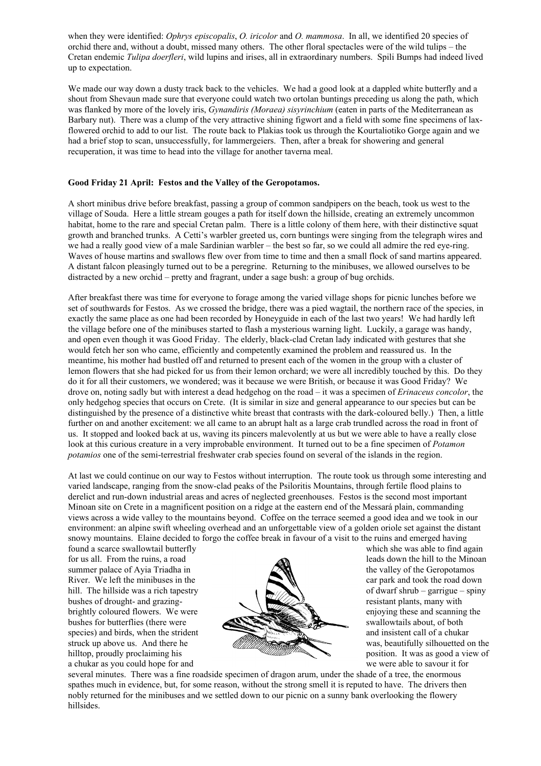when they were identified: *Ophrys episcopalis*, *O. iricolor* and *O. mammosa*. In all, we identified 20 species of orchid there and, without a doubt, missed many others. The other floral spectacles were of the wild tulips – the Cretan endemic *Tulipa doerfleri*, wild lupins and irises, all in extraordinary numbers. Spili Bumps had indeed lived up to expectation.

We made our way down a dusty track back to the vehicles. We had a good look at a dappled white butterfly and a shout from Shevaun made sure that everyone could watch two ortolan buntings preceding us along the path, which was flanked by more of the lovely iris, *Gynandiris (Moraea) sisyrinchium* (eaten in parts of the Mediterranean as Barbary nut). There was a clump of the very attractive shining figwort and a field with some fine specimens of lax-flowered orchid to add to our list. The route back to Plakias took us through the Kourtaliotiko Gorge again and we had a brief stop to scan, unsuccessfully, for lammergeiers. Then, after a break for showering and general recuperation, it was time to head into the village for another taverna meal.

**Good Friday 21 April: Festos and the Valley of the Geropotamos.**

A short minibus drive before breakfast, passing a group of common sandpipers on the beach, took us west to the village of Souda. Here a little stream gouges a path for itself down the hillside, creating an extremely uncommon habitat, home to the rare and special Cretan palm. There is a little colony of them here, with their distinctive squat growth and branched trunks. A Cetti's warbler greeted us, corn buntings were singing from the telegraph wires and we had a really good view of a male Sardinian warbler – the best so far, so we could all admire the red eye-ring. Waves of house martins and swallows flew over from time to time and then a small flock of sand martins appeared. A distant falcon pleasingly turned out to be a peregrine. Returning to the minibuses, we allowed ourselves to be distracted by a new orchid – pretty and fragrant, under a sage bush: a group of bug orchids.

After breakfast there was time for everyone to forage among the varied village shops for picnic lunches before we set of southwards for Festos. As we crossed the bridge, there was a pied wagtail, the northern race of the species, in exactly the same place as one had been recorded by Honeyguide in each of the last two years! We had hardly left the village before one of the minibuses started to flash a mysterious warning light. Luckily, a garage was handy, and open even though it was Good Friday. The elderly, black-clad Cretan lady indicated with gestures that she would fetch her son who came, efficiently and competently examined the problem and reassured us. In the meantime, his mother had bustled off and returned to present each of the women in the group with a cluster of lemon flowers that she had picked for us from their lemon orchard; we were all incredibly touched by this. Do they do it for all their customers, we wondered; was it because we were British, or because it was Good Friday? We drove on, noting sadly but with interest a dead hedgehog on the road – it was a specimen of *Erinaceus concolor*, the only hedgehog species that occurs on Crete. (It is similar in size and general appearance to our species but can be distinguished by the presence of a distinctive white breast that contrasts with the dark-coloured belly.) Then, a little further on and another excitement: we all came to an abrupt halt as a large crab trundled across the road in front of us. It stopped and looked back at us, waving its pincers malevolently at us but we were able to have a really close look at this curious creature in a very improbable environment. It turned out to be a fine specimen of *Potamon potamios* one of the semi-terrestrial freshwater crab species found on several of the islands in the region.

At last we could continue on our way to Festos without interruption. The route took us through some interesting and varied landscape, ranging from the snow-clad peaks of the Psiloritis Mountains, through fertile flood plains to derelict and run-down industrial areas and acres of neglected greenhouses. Festos is the second most important Minoan site on Crete in a magnificent position on a ridge at the eastern end of the Messará plain, commanding views across a wide valley to the mountains beyond. Coffee on the terrace seemed a good idea and we took in our environment: an alpine swift wheeling overhead and an unforgettable view of a golden oriole set against the distant snowy mountains. Elaine decided to forgo the coffee break in favour of a visit to the ruins and emerged having found a scarce swallowtail butterfly which she was able to find again for us all. From the ruins, a road leads down the hill to the Minoan summer palace of Ayia Triadha in the valley of the Geropotamos River. We left the minibuses in the car park and took the road down hill. The hillside was a rich tapestry of dwarf shrub – garrigue – spiny bushes of drought- and grazing-resistant plants, many with brightly coloured flowers. We were enjoying these and scanning the bushes for butterflies (there were swallowtails about, of both species) and birds, when the strident and insistent call of a chukar struck up above us. And there he was, beautifully silhouetted on the hilltop, proudly proclaiming his position. It was as good a view of a chukar as you could hope for and we were able to savour it for several minutes. There was a fine roadside specimen of dragon arum, under the shade of a tree, the enormous spathes much in evidence, but, for some reason, without the strong smell it is reputed to have. The drivers then nobly returned for the minibuses and we settled down to our picnic on a sunny bank overlooking the flowery hillsides.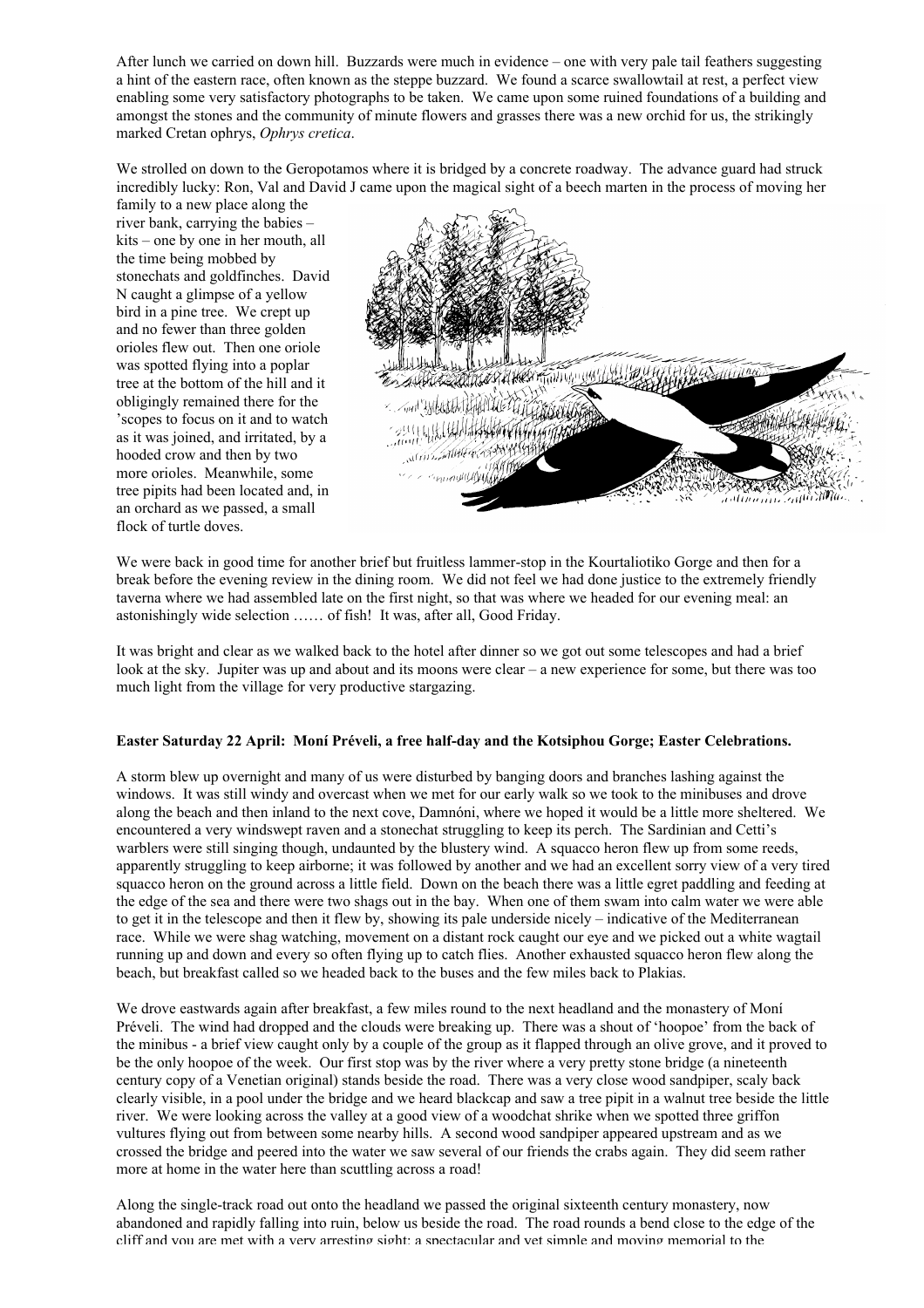After lunch we carried on down hill. Buzzards were much in evidence – one with very pale tail feathers suggesting a hint of the eastern race, often known as the steppe buzzard. We found a scarce swallowtail at rest, a perfect view enabling some very satisfactory photographs to be taken. We came upon some ruined foundations of a building and amongst the stones and the community of minute flowers and grasses there was a new orchid for us, the strikingly marked Cretan ophrys, *Ophrys cretica*.

We strolled on down to the Geropotamos where it is bridged by a concrete roadway. The advance guard had struck incredibly lucky: Ron, Val and David J came upon the magical sight of a beech marten in the process of moving her family to a new place along the river bank, carrying the babies – kits – one by one in her mouth, all the time being mobbed by stonechats and goldfinches. David N caught a glimpse of a yellow bird in a pine tree. We crept up and no fewer than three golden orioles flew out. Then one oriole was spotted flying into a poplar tree at the bottom of the hill and it obligingly remained there for the 'scopes to focus on it and to watch as it was joined, and irritated, by a hooded crow and then by two more orioles. Meanwhile, some tree pipits had been located and, in an orchard as we passed, a small flock of turtle doves.

We were back in good time for another brief but fruitless lammer-stop in the Kourtaliotiko Gorge and then for a break before the evening review in the dining room. We did not feel we had done justice to the extremely friendly taverna where we had assembled late on the first night, so that was where we headed for our evening meal: an astonishingly wide selection …… of fish! It was, after all, Good Friday.

It was bright and clear as we walked back to the hotel after dinner so we got out some telescopes and had a brief look at the sky. Jupiter was up and about and its moons were clear – a new experience for some, but there was too much light from the village for very productive stargazing.

**Easter Saturday 22 April: Moní Préveli, a free half-day and the Kotsiphou Gorge; Easter Celebrations.**

A storm blew up overnight and many of us were disturbed by banging doors and branches lashing against the windows. It was still windy and overcast when we met for our early walk so we took to the minibuses and drove along the beach and then inland to the next cove, Damnóni, where we hoped it would be a little more sheltered. We encountered a very windswept raven and a stonechat struggling to keep its perch. The Sardinian and Cetti's warblers were still singing though, undaunted by the blustery wind. A squacco heron flew up from some reeds, apparently struggling to keep airborne; it was followed by another and we had an excellent sorry view of a very tired squacco heron on the ground across a little field. Down on the beach there was a little egret paddling and feeding at the edge of the sea and there were two shags out in the bay. When one of them swam into calm water we were able to get it in the telescope and then it flew by, showing its pale underside nicely – indicative of the Mediterranean race. While we were shag watching, movement on a distant rock caught our eye and we picked out a white wagtail running up and down and every so often flying up to catch flies. Another exhausted squacco heron flew along the beach, but breakfast called so we headed back to the buses and the few miles back to Plakias.

We drove eastwards again after breakfast, a few miles round to the next headland and the monastery of Moní Préveli. The wind had dropped and the clouds were breaking up. There was a shout of 'hoopoe' from the back of the minibus - a brief view caught only by a couple of the group as it flapped through an olive grove, and it proved to be the only hoopoe of the week. Our first stop was by the river where a very pretty stone bridge (a nineteenth century copy of a Venetian original) stands beside the road. There was a very close wood sandpiper, scaly back clearly visible, in a pool under the bridge and we heard blackcap and saw a tree pipit in a walnut tree beside the little river. We were looking across the valley at a good view of a woodchat shrike when we spotted three griffon vultures flying out from between some nearby hills. A second wood sandpiper appeared upstream and as we crossed the bridge and peered into the water we saw several of our friends the crabs again. They did seem rather more at home in the water here than scuttling across a road!

Along the single-track road out onto the headland we passed the original sixteenth century monastery, now abandoned and rapidly falling into ruin, below us beside the road. The road rounds a bend close to the edge of the cliff and you are met with a very arresting sight: a spectacular and yet simple and moving memorial to the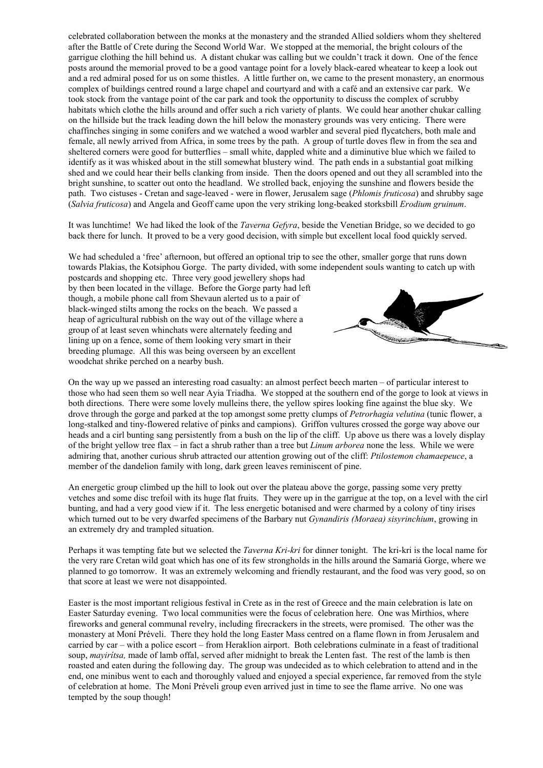celebrated collaboration between the monks at the monastery and the stranded Allied soldiers whom they sheltered after the Battle of Crete during the Second World War. We stopped at the memorial, the bright colours of the garrigue clothing the hill behind us. A distant chukar was calling but we couldn't track it down. One of the fence posts around the memorial proved to be a good vantage point for a lovely black-eared wheatear to keep a look out and a red admiral posed for us on some thistles. A little further on, we came to the present monastery, an enormous complex of buildings centred round a large chapel and courtyard and with a café and an extensive car park. We took stock from the vantage point of the car park and took the opportunity to discuss the complex of scrubby habitats which clothe the hills around and offer such a rich variety of plants. We could hear another chukar calling on the hillside but the track leading down the hill below the monastery grounds was very enticing. There were chaffinches singing in some conifers and we watched a wood warbler and several pied flycatchers, both male and female, all newly arrived from Africa, in some trees by the path. A group of turtle doves flew in from the sea and sheltered corners were good for butterflies – small white, dappled white and a diminutive blue which we failed to identify as it was whisked about in the still somewhat blustery wind. The path ends in a substantial goat milking shed and we could hear their bells clanking from inside. Then the doors opened and out they all scrambled into the bright sunshine, to scatter out onto the headland. We strolled back, enjoying the sunshine and flowers beside the path. Two cistuses - Cretan and sage-leaved - were in flower, Jerusalem sage (*Phlomis fruticosa*) and shrubby sage (*Salvia fruticosa*) and Angela and Geoff came upon the very striking long-beaked storksbill *Erodium gruinum*.

It was lunchtime! We had liked the look of the *Taverna Gefyra*, beside the Venetian Bridge, so we decided to go back there for lunch. It proved to be a very good decision, with simple but excellent local food quickly served.

We had scheduled a 'free' afternoon, but offered an optional trip to see the other, smaller gorge that runs down towards Plakias, the Kotsiphou Gorge. The party divided, with some independent souls wanting to catch up with postcards and shopping etc. Three very good jewellery shops had by then been located in the village. Before the Gorge party had left though, a mobile phone call from Shevaun alerted us to a pair of black-winged stilts among the rocks on the beach. We passed a heap of agricultural rubbish on the way out of the village where a group of at least seven whinchats were alternately feeding and lining up on a fence, some of them looking very smart in their breeding plumage. All this was being overseen by an excellent woodchat shrike perched on a nearby bush.

On the way up we passed an interesting road casualty: an almost perfect beech marten – of particular interest to those who had seen them so well near Ayia Triadha. We stopped at the southern end of the gorge to look at views in both directions. There were some lovely mulleins there, the yellow spires looking fine against the blue sky. We drove through the gorge and parked at the top amongst some pretty clumps of *Petrorhagia velutina* (tunic flower, a long-stalked and tiny-flowered relative of pinks and campions). Griffon vultures crossed the gorge way above our heads and a cirl bunting sang persistently from a bush on the lip of the cliff. Up above us there was a lovely display of the bright yellow tree flax – in fact a shrub rather than a tree but *Linum arborea* none the less. While we were admiring that, another curious shrub attracted our attention growing out of the cliff: *Ptilostemon chamaepeuce*, a member of the dandelion family with long, dark green leaves reminiscent of pine.

An energetic group climbed up the hill to look out over the plateau above the gorge, passing some very pretty vetches and some disc trefoil with its huge flat fruits. They were up in the garrigue at the top, on a level with the cirl bunting, and had a very good view if it. The less energetic botanised and were charmed by a colony of tiny irises which turned out to be very dwarfed specimens of the Barbary nut *Gynandiris (Moraea) sisyrinchium*, growing in an extremely dry and trampled situation.

Perhaps it was tempting fate but we selected the *Taverna Kri-kri* for dinner tonight. The kri-kri is the local name for the very rare Cretan wild goat which has one of its few strongholds in the hills around the Samariá Gorge, where we planned to go tomorrow. It was an extremely welcoming and friendly restaurant, and the food was very good, so on that score at least we were not disappointed.

Easter is the most important religious festival in Crete as in the rest of Greece and the main celebration is late on Easter Saturday evening. Two local communities were the focus of celebration here. One was Mirthios, where fireworks and general communal revelry, including firecrackers in the streets, were promised. The other was the monastery at Moní Préveli. There they hold the long Easter Mass centred on a flame flown in from Jerusalem and carried by car – with a police escort – from Heraklion airport. Both celebrations culminate in a feast of traditional soup, *mayirítsa,* made of lamb offal, served after midnight to break the Lenten fast. The rest of the lamb is then roasted and eaten during the following day. The group was undecided as to which celebration to attend and in the end, one minibus went to each and thoroughly valued and enjoyed a special experience, far removed from the style of celebration at home. The Moní Préveli group even arrived just in time to see the flame arrive. No one was tempted by the soup though!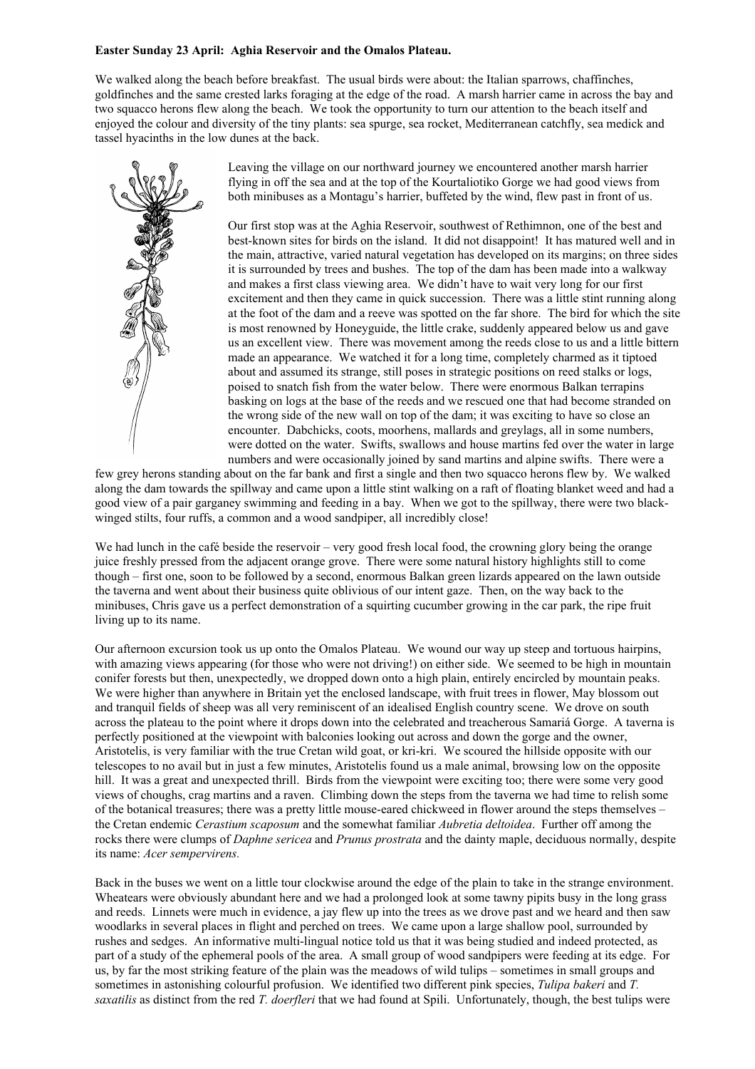**Easter Sunday 23 April: Aghia Reservoir and the Omalos Plateau.**

We walked along the beach before breakfast. The usual birds were about: the Italian sparrows, chaffinches, goldfinches and the same crested larks foraging at the edge of the road. A marsh harrier came in across the bay and two squacco herons flew along the beach. We took the opportunity to turn our attention to the beach itself and enjoyed the colour and diversity of the tiny plants: sea spurge, sea rocket, Mediterranean catchfly, sea medick and tassel hyacinths in the low dunes at the back.

Leaving the village on our northward journey we encountered another marsh harrier flying in off the sea and at the top of the Kourtaliotiko Gorge we had good views from both minibuses as a Montagu's harrier, buffeted by the wind, flew past in front of us.

Our first stop was at the Aghia Reservoir, southwest of Rethimnon, one of the best and best-known sites for birds on the island. It did not disappoint! It has matured well and in the main, attractive, varied natural vegetation has developed on its margins; on three sides it is surrounded by trees and bushes. The top of the dam has been made into a walkway and makes a first class viewing area. We didn't have to wait very long for our first excitement and then they came in quick succession. There was a little stint running along at the foot of the dam and a reeve was spotted on the far shore. The bird for which the site is most renowned by Honeyguide, the little crake, suddenly appeared below us and gave us an excellent view. There was movement among the reeds close to us and a little bittern made an appearance. We watched it for a long time, completely charmed as it tiptoed about and assumed its strange, still poses in strategic positions on reed stalks or logs, poised to snatch fish from the water below. There were enormous Balkan terrapins basking on logs at the base of the reeds and we rescued one that had become stranded on the wrong side of the new wall on top of the dam; it was exciting to have so close an encounter. Dabchicks, coots, moorhens, mallards and greylags, all in some numbers, were dotted on the water. Swifts, swallows and house martins fed over the water in large numbers and were occasionally joined by sand martins and alpine swifts. There were a few grey herons standing about on the far bank and first a single and then two squacco herons flew by. We walked along the dam towards the spillway and came upon a little stint walking on a raft of floating blanket weed and had a good view of a pair garganey swimming and feeding in a bay. When we got to the spillway, there were two black-winged stilts, four ruffs, a common and a wood sandpiper, all incredibly close!

We had lunch in the café beside the reservoir – very good fresh local food, the crowning glory being the orange juice freshly pressed from the adjacent orange grove. There were some natural history highlights still to come though – first one, soon to be followed by a second, enormous Balkan green lizards appeared on the lawn outside the taverna and went about their business quite oblivious of our intent gaze. Then, on the way back to the minibuses, Chris gave us a perfect demonstration of a squirting cucumber growing in the car park, the ripe fruit living up to its name.

Our afternoon excursion took us up onto the Omalos Plateau. We wound our way up steep and tortuous hairpins, with amazing views appearing (for those who were not driving!) on either side. We seemed to be high in mountain conifer forests but then, unexpectedly, we dropped down onto a high plain, entirely encircled by mountain peaks. We were higher than anywhere in Britain yet the enclosed landscape, with fruit trees in flower, May blossom out and tranquil fields of sheep was all very reminiscent of an idealised English country scene. We drove on south across the plateau to the point where it drops down into the celebrated and treacherous Samariá Gorge. A taverna is perfectly positioned at the viewpoint with balconies looking out across and down the gorge and the owner, Aristotelis, is very familiar with the true Cretan wild goat, or kri-kri. We scoured the hillside opposite with our telescopes to no avail but in just a few minutes, Aristotelis found us a male animal, browsing low on the opposite hill. It was a great and unexpected thrill. Birds from the viewpoint were exciting too; there were some very good views of choughs, crag martins and a raven. Climbing down the steps from the taverna we had time to relish some of the botanical treasures; there was a pretty little mouse-eared chickweed in flower around the steps themselves – the Cretan endemic *Cerastium scaposum* and the somewhat familiar *Aubretia deltoidea*. Further off among the rocks there were clumps of *Daphne sericea* and *Prunus prostrata* and the dainty maple, deciduous normally, despite its name: *Acer sempervirens.*

Back in the buses we went on a little tour clockwise around the edge of the plain to take in the strange environment. Wheatears were obviously abundant here and we had a prolonged look at some tawny pipits busy in the long grass and reeds. Linnets were much in evidence, a jay flew up into the trees as we drove past and we heard and then saw woodlarks in several places in flight and perched on trees. We came upon a large shallow pool, surrounded by rushes and sedges. An informative multi-lingual notice told us that it was being studied and indeed protected, as part of a study of the ephemeral pools of the area. A small group of wood sandpipers were feeding at its edge. For us, by far the most striking feature of the plain was the meadows of wild tulips – sometimes in small groups and sometimes in astonishing colourful profusion. We identified two different pink species, *Tulipa bakeri* and *T. saxatilis* as distinct from the red *T. doerfleri* that we had found at Spili. Unfortunately, though, the best tulips were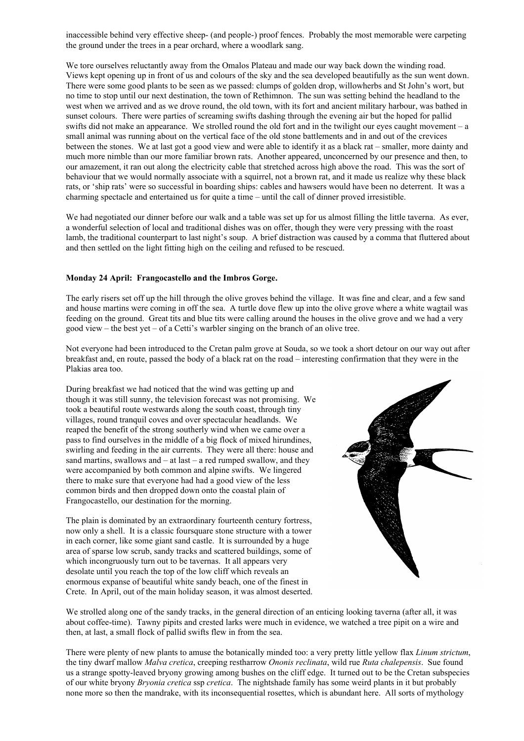inaccessible behind very effective sheep- (and people-) proof fences. Probably the most memorable were carpeting the ground under the trees in a pear orchard, where a woodlark sang.

We tore ourselves reluctantly away from the Omalos Plateau and made our way back down the winding road. Views kept opening up in front of us and colours of the sky and the sea developed beautifully as the sun went down. There were some good plants to be seen as we passed: clumps of golden drop, willowherbs and St John's wort, but no time to stop until our next destination, the town of Rethimnon. The sun was setting behind the headland to the west when we arrived and as we drove round, the old town, with its fort and ancient military harbour, was bathed in sunset colours. There were parties of screaming swifts dashing through the evening air but the hoped for pallid swifts did not make an appearance. We strolled round the old fort and in the twilight our eyes caught movement – a small animal was running about on the vertical face of the old stone battlements and in and out of the crevices between the stones. We at last got a good view and were able to identify it as a black rat – smaller, more dainty and much more nimble than our more familiar brown rats. Another appeared, unconcerned by our presence and then, to our amazement, it ran out along the electricity cable that stretched across high above the road. This was the sort of behaviour that we would normally associate with a squirrel, not a brown rat, and it made us realize why these black rats, or 'ship rats' were so successful in boarding ships: cables and hawsers would have been no deterrent. It was a charming spectacle and entertained us for quite a time – until the call of dinner proved irresistible.

We had negotiated our dinner before our walk and a table was set up for us almost filling the little taverna. As ever, a wonderful selection of local and traditional dishes was on offer, though they were very pressing with the roast lamb, the traditional counterpart to last night's soup. A brief distraction was caused by a comma that fluttered about and then settled on the light fitting high on the ceiling and refused to be rescued.

**Monday 24 April: Frangocastello and the Imbros Gorge.**

The early risers set off up the hill through the olive groves behind the village. It was fine and clear, and a few sand and house martins were coming in off the sea. A turtle dove flew up into the olive grove where a white wagtail was feeding on the ground. Great tits and blue tits were calling around the houses in the olive grove and we had a very good view – the best yet – of a Cetti's warbler singing on the branch of an olive tree.

Not everyone had been introduced to the Cretan palm grove at Souda, so we took a short detour on our way out after breakfast and, en route, passed the body of a black rat on the road – interesting confirmation that they were in the Plakias area too.

During breakfast we had noticed that the wind was getting up and though it was still sunny, the television forecast was not promising. We took a beautiful route westwards along the south coast, through tiny villages, round tranquil coves and over spectacular headlands. We reaped the benefit of the strong southerly wind when we came over a pass to find ourselves in the middle of a big flock of mixed hirundines, swirling and feeding in the air currents. They were all there: house and sand martins, swallows and – at last – a red rumped swallow, and they were accompanied by both common and alpine swifts. We lingered there to make sure that everyone had had a good view of the less common birds and then dropped down onto the coastal plain of Frangocastello, our destination for the morning.

The plain is dominated by an extraordinary fourteenth century fortress, now only a shell. It is a classic foursquare stone structure with a tower in each corner, like some giant sand castle. It is surrounded by a huge area of sparse low scrub, sandy tracks and scattered buildings, some of which incongruously turn out to be tavernas. It all appears very desolate until you reach the top of the low cliff which reveals an enormous expanse of beautiful white sandy beach, one of the finest in Crete. In April, out of the main holiday season, it was almost deserted.

We strolled along one of the sandy tracks, in the general direction of an enticing looking taverna (after all, it was about coffee-time). Tawny pipits and crested larks were much in evidence, we watched a tree pipit on a wire and then, at last, a small flock of pallid swifts flew in from the sea.

There were plenty of new plants to amuse the botanically minded too: a very pretty little yellow flax *Linum strictum*, the tiny dwarf mallow *Malva cretica*, creeping restharrow *Ononis reclinata*, wild rue *Ruta chalepensis*. Sue found us a strange spotty-leaved bryony growing among bushes on the cliff edge. It turned out to be the Cretan subspecies of our white bryony *Bryonia cretica* ssp *cretica*. The nightshade family has some weird plants in it but probably none more so then the mandrake, with its inconsequential rosettes, which is abundant here. All sorts of mythology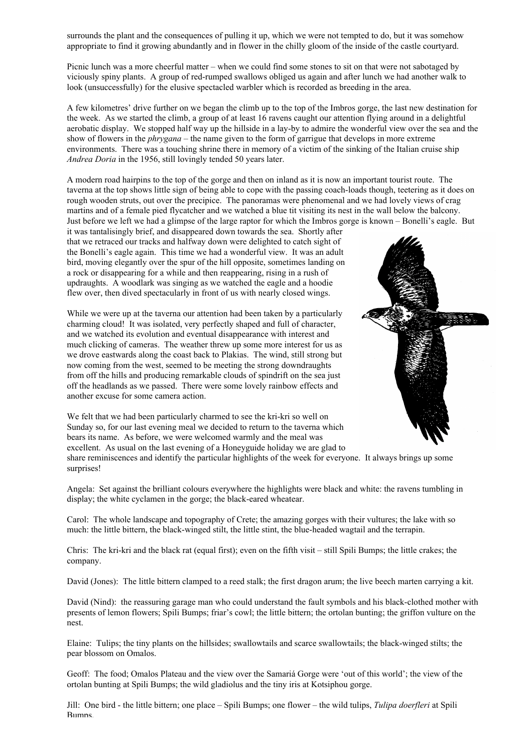surrounds the plant and the consequences of pulling it up, which we were not tempted to do, but it was somehow appropriate to find it growing abundantly and in flower in the chilly gloom of the inside of the castle courtyard.

Picnic lunch was a more cheerful matter – when we could find some stones to sit on that were not sabotaged by viciously spiny plants. A group of red-rumped swallows obliged us again and after lunch we had another walk to look (unsuccessfully) for the elusive spectacled warbler which is recorded as breeding in the area.

A few kilometres' drive further on we began the climb up to the top of the Imbros gorge, the last new destination for the week. As we started the climb, a group of at least 16 ravens caught our attention flying around in a delightful aerobatic display. We stopped half way up the hillside in a lay-by to admire the wonderful view over the sea and the show of flowers in the *phrygana* – the name given to the form of garrigue that develops in more extreme environments. There was a touching shrine there in memory of a victim of the sinking of the Italian cruise ship *Andrea Doria* in the 1956, still lovingly tended 50 years later.

A modern road hairpins to the top of the gorge and then on inland as it is now an important tourist route. The taverna at the top shows little sign of being able to cope with the passing coach-loads though, teetering as it does on rough wooden struts, out over the precipice. The panoramas were phenomenal and we had lovely views of crag martins and of a female pied flycatcher and we watched a blue tit visiting its nest in the wall below the balcony. Just before we left we had a glimpse of the large raptor for which the Imbros gorge is known – Bonelli's eagle. But it was tantalisingly brief, and disappeared down towards the sea. Shortly after that we retraced our tracks and halfway down were delighted to catch sight of the Bonelli's eagle again. This time we had a wonderful view. It was an adult bird, moving elegantly over the spur of the hill opposite, sometimes landing on a rock or disappearing for a while and then reappearing, rising in a rush of updraughts. A woodlark was singing as we watched the eagle and a hoodie flew over, then dived spectacularly in front of us with nearly closed wings.

While we were up at the taverna our attention had been taken by a particularly charming cloud! It was isolated, very perfectly shaped and full of character, and we watched its evolution and eventual disappearance with interest and much clicking of cameras. The weather threw up some more interest for us as we drove eastwards along the coast back to Plakias. The wind, still strong but now coming from the west, seemed to be meeting the strong downdraughts from off the hills and producing remarkable clouds of spindrift on the sea just off the headlands as we passed. There were some lovely rainbow effects and another excuse for some camera action.

We felt that we had been particularly charmed to see the kri-kri so well on Sunday so, for our last evening meal we decided to return to the taverna which bears its name. As before, we were welcomed warmly and the meal was excellent. As usual on the last evening of a Honeyguide holiday we are glad to share reminiscences and identify the particular highlights of the week for everyone. It always brings up some surprises!

Angela: Set against the brilliant colours everywhere the highlights were black and white: the ravens tumbling in display; the white cyclamen in the gorge; the black-eared wheatear.

Carol: The whole landscape and topography of Crete; the amazing gorges with their vultures; the lake with so much: the little bittern, the black-winged stilt, the little stint, the blue-headed wagtail and the terrapin.

Chris: The kri-kri and the black rat (equal first); even on the fifth visit – still Spili Bumps; the little crakes; the company.

David (Jones): The little bittern clamped to a reed stalk; the first dragon arum; the live beech marten carrying a kit.

David (Nind): the reassuring garage man who could understand the fault symbols and his black-clothed mother with presents of lemon flowers; Spili Bumps; friar's cowl; the little bittern; the ortolan bunting; the griffon vulture on the nest.

Elaine: Tulips; the tiny plants on the hillsides; swallowtails and scarce swallowtails; the black-winged stilts; the pear blossom on Omalos.

Geoff: The food; Omalos Plateau and the view over the Samariá Gorge were 'out of this world'; the view of the ortolan bunting at Spili Bumps; the wild gladiolus and the tiny iris at Kotsiphou gorge.

Jill: One bird - the little bittern; one place – Spili Bumps; one flower – the wild tulips, *Tulipa doerfleri* at Spili Bumps.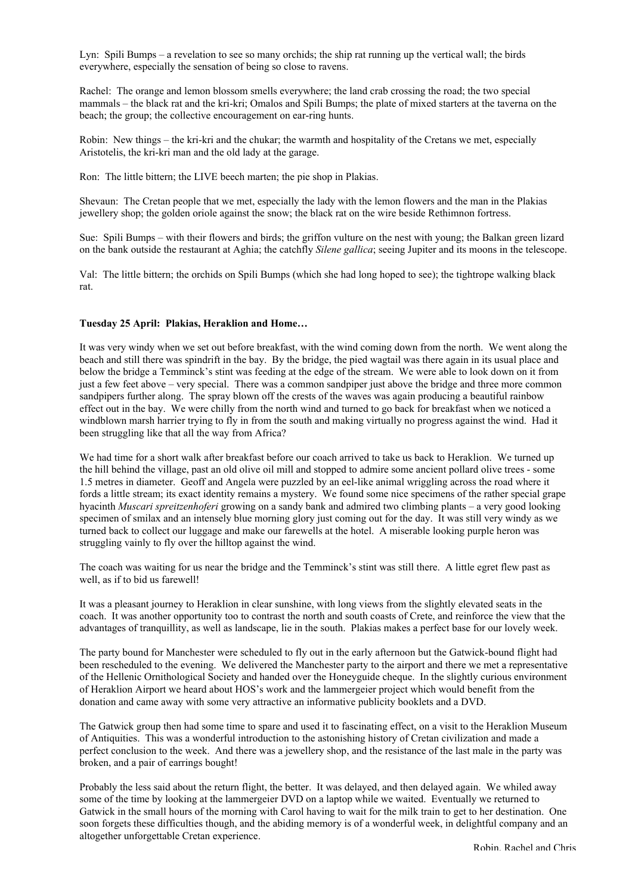Lyn: Spili Bumps – a revelation to see so many orchids; the ship rat running up the vertical wall; the birds everywhere, especially the sensation of being so close to ravens.

Rachel: The orange and lemon blossom smells everywhere; the land crab crossing the road; the two special mammals – the black rat and the kri-kri; Omalos and Spili Bumps; the plate of mixed starters at the taverna on the beach; the group; the collective encouragement on ear-ring hunts.

Robin: New things – the kri-kri and the chukar; the warmth and hospitality of the Cretans we met, especially Aristotelis, the kri-kri man and the old lady at the garage.

Ron: The little bittern; the LIVE beech marten; the pie shop in Plakias.

Shevaun: The Cretan people that we met, especially the lady with the lemon flowers and the man in the Plakias jewellery shop; the golden oriole against the snow; the black rat on the wire beside Rethimnon fortress.

Sue: Spili Bumps – with their flowers and birds; the griffon vulture on the nest with young; the Balkan green lizard on the bank outside the restaurant at Aghia; the catchfly *Silene gallica*; seeing Jupiter and its moons in the telescope.

Val: The little bittern; the orchids on Spili Bumps (which she had long hoped to see); the tightrope walking black rat.

**Tuesday 25 April: Plakias, Heraklion and Home…**

It was very windy when we set out before breakfast, with the wind coming down from the north. We went along the beach and still there was spindrift in the bay. By the bridge, the pied wagtail was there again in its usual place and below the bridge a Temminck's stint was feeding at the edge of the stream. We were able to look down on it from just a few feet above – very special. There was a common sandpiper just above the bridge and three more common sandpipers further along. The spray blown off the crests of the waves was again producing a beautiful rainbow effect out in the bay. We were chilly from the north wind and turned to go back for breakfast when we noticed a windblown marsh harrier trying to fly in from the south and making virtually no progress against the wind. Had it been struggling like that all the way from Africa?

We had time for a short walk after breakfast before our coach arrived to take us back to Heraklion. We turned up the hill behind the village, past an old olive oil mill and stopped to admire some ancient pollard olive trees - some 1.5 metres in diameter. Geoff and Angela were puzzled by an eel-like animal wriggling across the road where it fords a little stream; its exact identity remains a mystery. We found some nice specimens of the rather special grape hyacinth *Muscari spreitzenhoferi* growing on a sandy bank and admired two climbing plants – a very good looking specimen of smilax and an intensely blue morning glory just coming out for the day. It was still very windy as we turned back to collect our luggage and make our farewells at the hotel. A miserable looking purple heron was struggling vainly to fly over the hilltop against the wind.

The coach was waiting for us near the bridge and the Temminck's stint was still there. A little egret flew past as well, as if to bid us farewell!

It was a pleasant journey to Heraklion in clear sunshine, with long views from the slightly elevated seats in the coach. It was another opportunity too to contrast the north and south coasts of Crete, and reinforce the view that the advantages of tranquillity, as well as landscape, lie in the south. Plakias makes a perfect base for our lovely week.

The party bound for Manchester were scheduled to fly out in the early afternoon but the Gatwick-bound flight had been rescheduled to the evening. We delivered the Manchester party to the airport and there we met a representative of the Hellenic Ornithological Society and handed over the Honeyguide cheque. In the slightly curious environment of Heraklion Airport we heard about HOS's work and the lammergeier project which would benefit from the donation and came away with some very attractive an informative publicity booklets and a DVD.

The Gatwick group then had some time to spare and used it to fascinating effect, on a visit to the Heraklion Museum of Antiquities. This was a wonderful introduction to the astonishing history of Cretan civilization and made a perfect conclusion to the week. And there was a jewellery shop, and the resistance of the last male in the party was broken, and a pair of earrings bought!

Probably the less said about the return flight, the better. It was delayed, and then delayed again. We whiled away some of the time by looking at the lammergeier DVD on a laptop while we waited. Eventually we returned to Gatwick in the small hours of the morning with Carol having to wait for the milk train to get to her destination. One soon forgets these difficulties though, and the abiding memory is of a wonderful week, in delightful company and an altogether unforgettable Cretan experience.

Robin, Rachel and Chris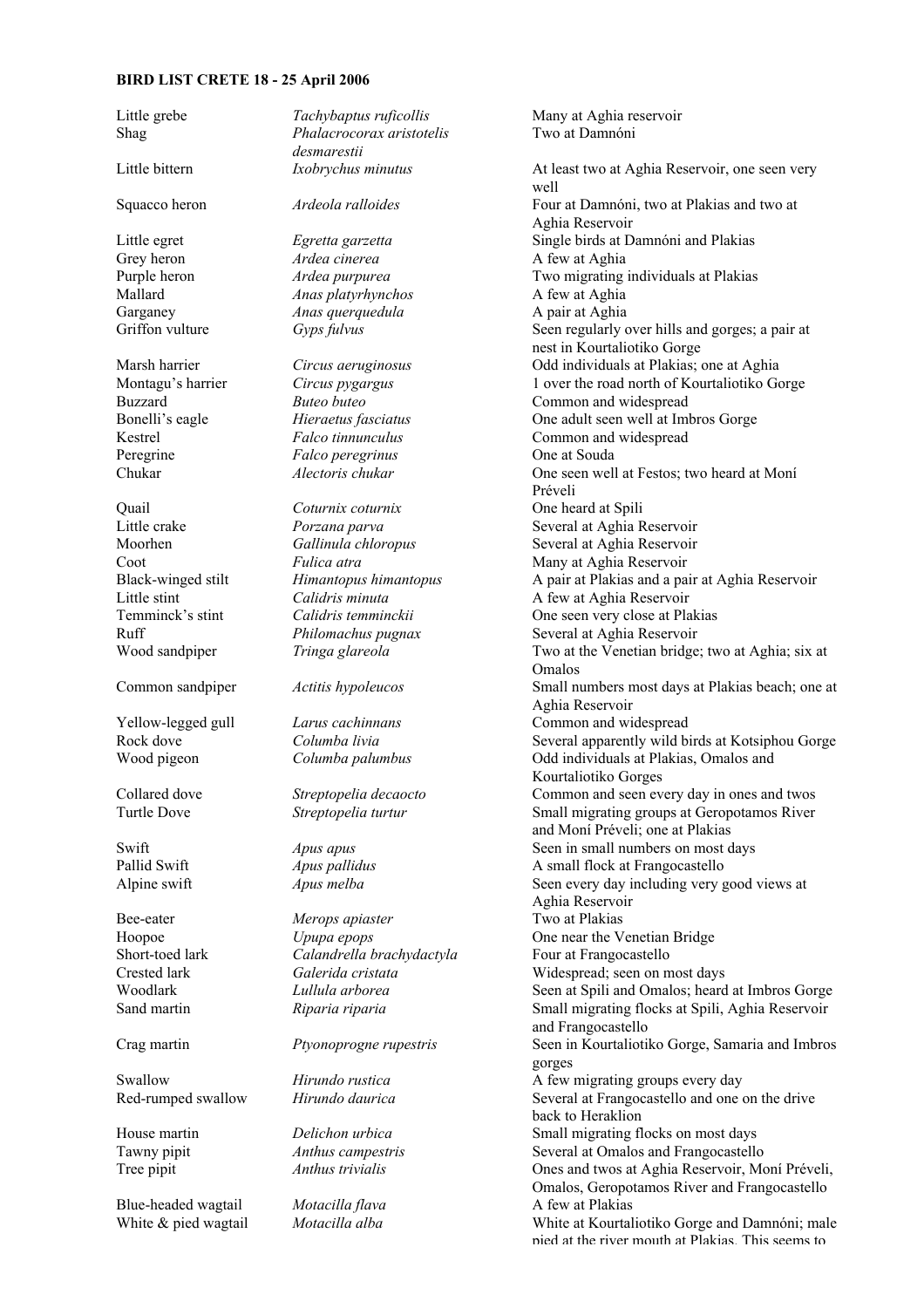**BIRD LIST CRETE 18 - 25 April 2006**

| | | |
|---|---|---|
| Little grebe | *Tachybaptus ruficollis* | Many at Aghia reservoir |
| Shag | *Phalacrocorax aristotelis desmarestii* | Two at Damnóni |
| Little bittern | *Ixobrychus minutus* | At least two at Aghia Reservoir, one seen very well |
| Squacco heron | *Ardeola ralloides* | Four at Damnóni, two at Plakias and two at Aghia Reservoir |
| Little egret | *Egretta garzetta* | Single birds at Damnóni and Plakias |
| Grey heron | *Ardea cinerea* | A few at Aghia |
| Purple heron | *Ardea purpurea* | Two migrating individuals at Plakias |
| Mallard | *Anas platyrhynchos* | A few at Aghia |
| Garganey | *Anas querquedula* | A pair at Aghia |
| Griffon vulture | *Gyps fulvus* | Seen regularly over hills and gorges; a pair at nest in Kourtaliotiko Gorge |
| Marsh harrier | *Circus aeruginosus* | Odd individuals at Plakias; one at Aghia |
| Montagu's harrier | *Circus pygargus* | 1 over the road north of Kourtaliotiko Gorge |
| Buzzard | *Buteo buteo* | Common and widespread |
| Bonelli's eagle | *Hieraetus fasciatus* | One adult seen well at Imbros Gorge |
| Kestrel | *Falco tinnunculus* | Common and widespread |
| Peregrine | *Falco peregrinus* | One at Souda |
| Chukar | *Alectoris chukar* | One seen well at Festos; two heard at Moní Préveli |
| Quail | *Coturnix coturnix* | One heard at Spili |
| Little crake | *Porzana parva* | Several at Aghia Reservoir |
| Moorhen | *Gallinula chloropus* | Several at Aghia Reservoir |
| Coot | *Fulica atra* | Many at Aghia Reservoir |
| Black-winged stilt | *Himantopus himantopus* | A pair at Plakias and a pair at Aghia Reservoir |
| Little stint | *Calidris minuta* | A few at Aghia Reservoir |
| Temminck's stint | *Calidris temminckii* | One seen very close at Plakias |
| Ruff | *Philomachus pugnax* | Several at Aghia Reservoir |
| Wood sandpiper | *Tringa glareola* | Two at the Venetian bridge; two at Aghia; six at Omalos |
| Common sandpiper | *Actitis hypoleucos* | Small numbers most days at Plakias beach; one at Aghia Reservoir |
| Yellow-legged gull | *Larus cachinnans* | Common and widespread |
| Rock dove | *Columba livia* | Several apparently wild birds at Kotsiphou Gorge |
| Wood pigeon | *Columba palumbus* | Odd individuals at Plakias, Omalos and Kourtaliotiko Gorges |
| Collared dove | *Streptopelia decaocto* | Common and seen every day in ones and twos |
| Turtle Dove | *Streptopelia turtur* | Small migrating groups at Geropotamos River and Moní Préveli; one at Plakias |
| Swift | *Apus apus* | Seen in small numbers on most days |
| Pallid Swift | *Apus pallidus* | A small flock at Frangocastello |
| Alpine swift | *Apus melba* | Seen every day including very good views at Aghia Reservoir |
| Bee-eater | *Merops apiaster* | Two at Plakias |
| Hoopoe | *Upupa epops* | One near the Venetian Bridge |
| Short-toed lark | *Calandrella brachydactyla* | Four at Frangocastello |
| Crested lark | *Galerida cristata* | Widespread; seen on most days |
| Woodlark | *Lullula arborea* | Seen at Spili and Omalos; heard at Imbros Gorge |
| Sand martin | *Riparia riparia* | Small migrating flocks at Spili, Aghia Reservoir and Frangocastello |
| Crag martin | *Ptyonoprogne rupestris* | Seen in Kourtaliotiko Gorge, Samaria and Imbros gorges |
| Swallow | *Hirundo rustica* | A few migrating groups every day |
| Red-rumped swallow | *Hirundo daurica* | Several at Frangocastello and one on the drive back to Heraklion |
| House martin | *Delichon urbica* | Small migrating flocks on most days |
| Tawny pipit | *Anthus campestris* | Several at Omalos and Frangocastello |
| Tree pipit | *Anthus trivialis* | Ones and twos at Aghia Reservoir, Moní Préveli, Omalos, Geropotamos River and Frangocastello |
| Blue-headed wagtail | *Motacilla flava* | A few at Plakias |
| White & pied wagtail | *Motacilla alba* | White at Kourtaliotiko Gorge and Damnóni; male pied at the river mouth at Plakias. This seems to |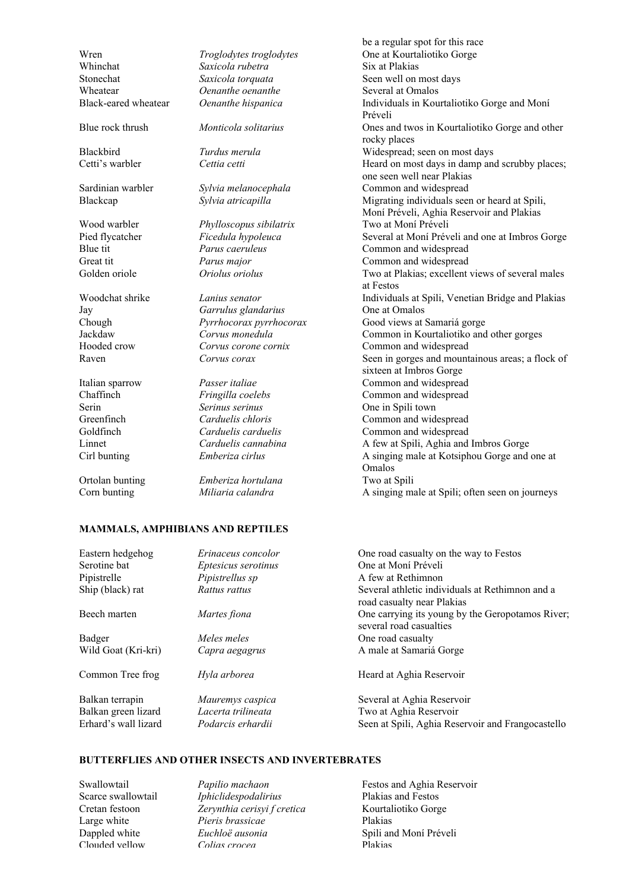| | | be a regular spot for this race |
|---|---|---|
| Wren | *Troglodytes troglodytes* | One at Kourtaliotiko Gorge |
| Whinchat | *Saxicola rubetra* | Six at Plakias |
| Stonechat | *Saxicola torquata* | Seen well on most days |
| Wheatear | *Oenanthe oenanthe* | Several at Omalos |
| Black-eared wheatear | *Oenanthe hispanica* | Individuals in Kourtaliotiko Gorge and Moní Préveli |
| Blue rock thrush | *Monticola solitarius* | Ones and twos in Kourtaliotiko Gorge and other rocky places |
| Blackbird | *Turdus merula* | Widespread; seen on most days |
| Cetti's warbler | *Cettia cetti* | Heard on most days in damp and scrubby places; one seen well near Plakias |
| Sardinian warbler | *Sylvia melanocephala* | Common and widespread |
| Blackcap | *Sylvia atricapilla* | Migrating individuals seen or heard at Spili, Moní Préveli, Aghia Reservoir and Plakias |
| Wood warbler | *Phylloscopus sibilatrix* | Two at Moní Préveli |
| Pied flycatcher | *Ficedula hypoleuca* | Several at Moní Préveli and one at Imbros Gorge |
| Blue tit | *Parus caeruleus* | Common and widespread |
| Great tit | *Parus major* | Common and widespread |
| Golden oriole | *Oriolus oriolus* | Two at Plakias; excellent views of several males at Festos |
| Woodchat shrike | *Lanius senator* | Individuals at Spili, Venetian Bridge and Plakias |
| Jay | *Garrulus glandarius* | One at Omalos |
| Chough | *Pyrrhocorax pyrrhocorax* | Good views at Samariá gorge |
| Jackdaw | *Corvus monedula* | Common in Kourtaliotiko and other gorges |
| Hooded crow | *Corvus corone cornix* | Common and widespread |
| Raven | *Corvus corax* | Seen in gorges and mountainous areas; a flock of sixteen at Imbros Gorge |
| Italian sparrow | *Passer italiae* | Common and widespread |
| Chaffinch | *Fringilla coelebs* | Common and widespread |
| Serin | *Serinus serinus* | One in Spili town |
| Greenfinch | *Carduelis chloris* | Common and widespread |
| Goldfinch | *Carduelis carduelis* | Common and widespread |
| Linnet | *Carduelis cannabina* | A few at Spili, Aghia and Imbros Gorge |
| Cirl bunting | *Emberiza cirlus* | A singing male at Kotsiphou Gorge and one at Omalos |
| Ortolan bunting | *Emberiza hortulana* | Two at Spili |
| Corn bunting | *Miliaria calandra* | A singing male at Spili; often seen on journeys |

## MAMMALS, AMPHIBIANS AND REPTILES

| | | |
|---|---|---|
| Eastern hedgehog | *Erinaceus concolor* | One road casualty on the way to Festos |
| Serotine bat | *Eptesicus serotinus* | One at Moní Préveli |
| Pipistrelle | *Pipistrellus sp* | A few at Rethimnon |
| Ship (black) rat | *Rattus rattus* | Several athletic individuals at Rethimnon and a road casualty near Plakias |
| Beech marten | *Martes fiona* | One carrying its young by the Geropotamos River; several road casualties |
| Badger | *Meles meles* | One road casualty |
| Wild Goat (Kri-kri) | *Capra aegagrus* | A male at Samariá Gorge |
| Common Tree frog | *Hyla arborea* | Heard at Aghia Reservoir |
| Balkan terrapin | *Mauremys caspica* | Several at Aghia Reservoir |
| Balkan green lizard | *Lacerta trilineata* | Two at Aghia Reservoir |
| Erhard's wall lizard | *Podarcis erhardii* | Seen at Spili, Aghia Reservoir and Frangocastello |

## BUTTERFLIES AND OTHER INSECTS AND INVERTEBRATES

| | | |
|---|---|---|
| Swallowtail | *Papilio machaon* | Festos and Aghia Reservoir |
| Scarce swallowtail | *Iphiclidespodalirius* | Plakias and Festos |
| Cretan festoon | *Zerynthia cerisyi f cretica* | Kourtaliotiko Gorge |
| Large white | *Pieris brassicae* | Plakias |
| Dappled white | *Euchloë ausonia* | Spili and Moní Préveli |
| Clouded yellow | *Colias crocea* | Plakias |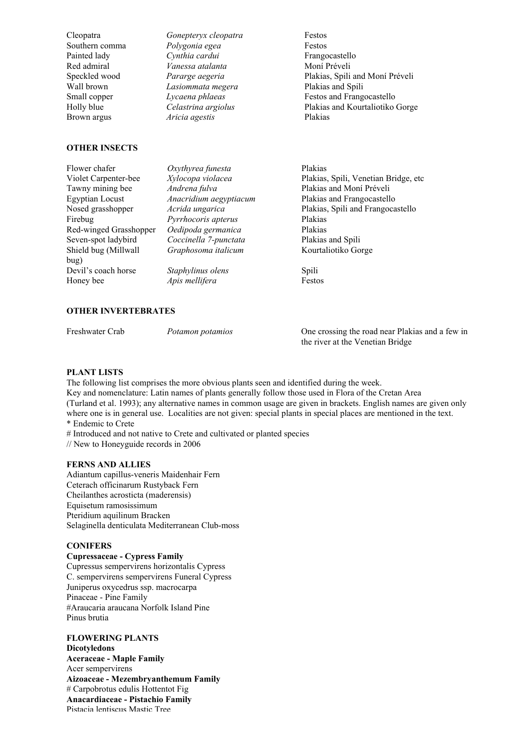| | | |
|---|---|---|
| Cleopatra | *Gonepteryx cleopatra* | Festos |
| Southern comma | *Polygonia egea* | Festos |
| Painted lady | *Cynthia cardui* | Frangocastello |
| Red admiral | *Vanessa atalanta* | Moní Préveli |
| Speckled wood | *Pararge aegeria* | Plakias, Spili and Moní Préveli |
| Wall brown | *Lasiommata megera* | Plakias and Spili |
| Small copper | *Lycaena phlaeas* | Festos and Frangocastello |
| Holly blue | *Celastrina argiolus* | Plakias and Kourtaliotiko Gorge |
| Brown argus | *Aricia agestis* | Plakias |

**OTHER INSECTS**

| | | |
|---|---|---|
| Flower chafer | *Oxythyrea funesta* | Plakias |
| Violet Carpenter-bee | *Xylocopa violacea* | Plakias, Spili, Venetian Bridge, etc |
| Tawny mining bee | *Andrena fulva* | Plakias and Moní Préveli |
| Egyptian Locust | *Anacridium aegyptiacum* | Plakias and Frangocastello |
| Nosed grasshopper | *Acrida ungarica* | Plakias, Spili and Frangocastello |
| Firebug | *Pyrrhocoris apterus* | Plakias |
| Red-winged Grasshopper | *Oedipoda germanica* | Plakias |
| Seven-spot ladybird | *Coccinella 7-punctata* | Plakias and Spili |
| Shield bug (Millwall bug) | *Graphosoma italicum* | Kourtaliotiko Gorge |
| Devil's coach horse | *Staphylinus olens* | Spili |
| Honey bee | *Apis mellifera* | Festos |

**OTHER INVERTEBRATES**

| | | |
|---|---|---|
| Freshwater Crab | *Potamon potamios* | One crossing the road near Plakias and a few in the river at the Venetian Bridge |

**PLANT LISTS**

The following list comprises the more obvious plants seen and identified during the week.
Key and nomenclature: Latin names of plants generally follow those used in Flora of the Cretan Area (Turland et al. 1993); any alternative names in common usage are given in brackets. English names are given only where one is in general use. Localities are not given: special plants in special places are mentioned in the text.
* Endemic to Crete
# Introduced and not native to Crete and cultivated or planted species
// New to Honeyguide records in 2006

**FERNS AND ALLIES**

Adiantum capillus-veneris Maidenhair Fern
Ceterach officinarum Rustyback Fern
Cheilanthes acrosticta (maderensis)
Equisetum ramosissimum
Pteridium aquilinum Bracken
Selaginella denticulata Mediterranean Club-moss

**CONIFERS**

**Cupressaceae - Cypress Family**
Cupressus sempervirens horizontalis Cypress
C. sempervirens sempervirens Funeral Cypress
Juniperus oxycedrus ssp. macrocarpa
Pinaceae - Pine Family
#Araucaria araucana Norfolk Island Pine
Pinus brutia

**FLOWERING PLANTS**

**Dicotyledons**
**Aceraceae - Maple Family**
Acer sempervirens
**Aizoaceae - Mezembryanthemum Family**
# Carpobrotus edulis Hottentot Fig
**Anacardiaceae - Pistachio Family**
Pistacia lentiscus Mastic Tree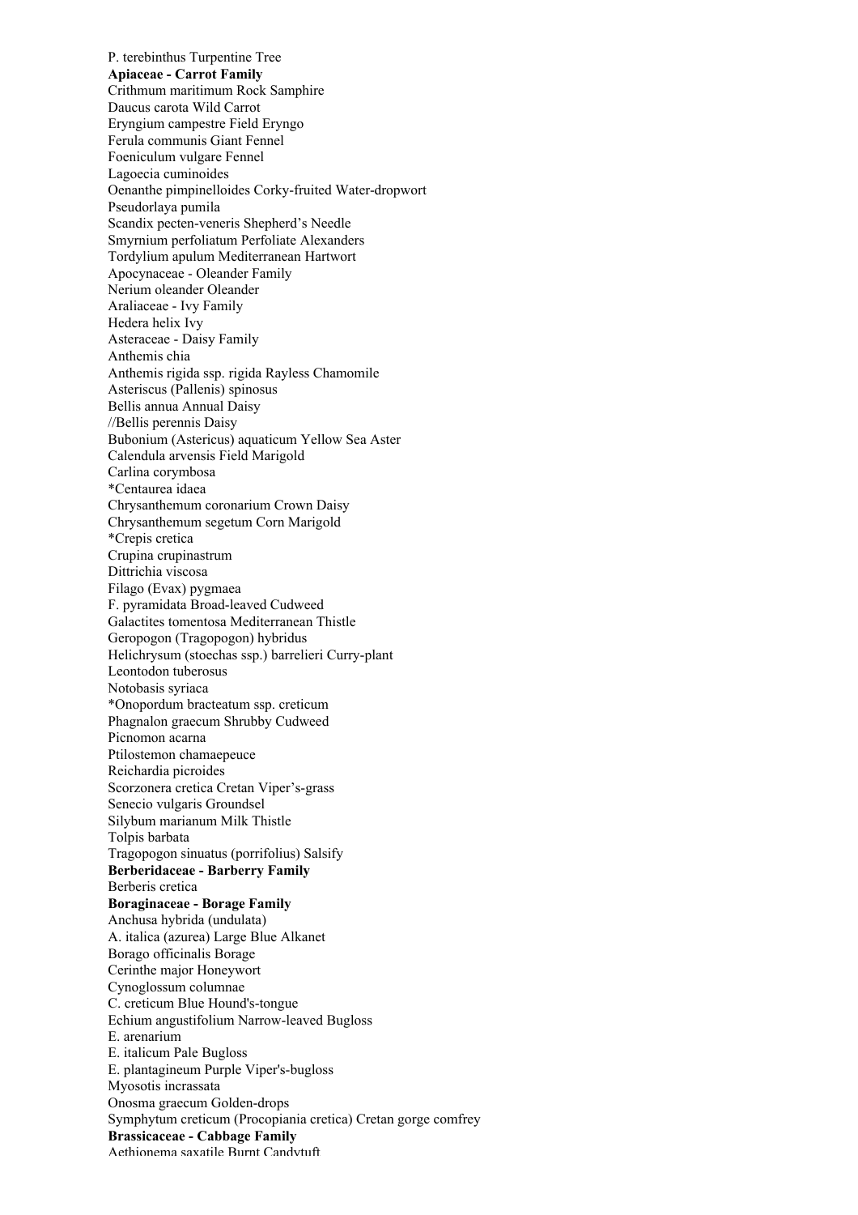P. terebinthus Turpentine Tree

**Apiaceae - Carrot Family**

Crithmum maritimum Rock Samphire
Daucus carota Wild Carrot
Eryngium campestre Field Eryngo
Ferula communis Giant Fennel
Foeniculum vulgare Fennel
Lagoecia cuminoides
Oenanthe pimpinelloides Corky-fruited Water-dropwort
Pseudorlaya pumila
Scandix pecten-veneris Shepherd's Needle
Smyrnium perfoliatum Perfoliate Alexanders
Tordylium apulum Mediterranean Hartwort

Apocynaceae - Oleander Family

Nerium oleander Oleander

Araliaceae - Ivy Family

Hedera helix Ivy

Asteraceae - Daisy Family

Anthemis chia
Anthemis rigida ssp. rigida Rayless Chamomile
Asteriscus (Pallenis) spinosus
Bellis annua Annual Daisy
//Bellis perennis Daisy
Bubonium (Astericus) aquaticum Yellow Sea Aster
Calendula arvensis Field Marigold
Carlina corymbosa
*Centaurea idaea
Chrysanthemum coronarium Crown Daisy
Chrysanthemum segetum Corn Marigold
*Crepis cretica
Crupina crupinastrum
Dittrichia viscosa
Filago (Evax) pygmaea
F. pyramidata Broad-leaved Cudweed
Galactites tomentosa Mediterranean Thistle
Geropogon (Tragopogon) hybridus
Helichrysum (stoechas ssp.) barrelieri Curry-plant
Leontodon tuberosus
Notobasis syriaca
*Onopordum bracteatum ssp. creticum
Phagnalon graecum Shrubby Cudweed
Picnomon acarna
Ptilostemon chamaepeuce
Reichardia picroides
Scorzonera cretica Cretan Viper's-grass
Senecio vulgaris Groundsel
Silybum marianum Milk Thistle
Tolpis barbata
Tragopogon sinuatus (porrifolius) Salsify

**Berberidaceae - Barberry Family**

Berberis cretica

**Boraginaceae - Borage Family**

Anchusa hybrida (undulata)
A. italica (azurea) Large Blue Alkanet
Borago officinalis Borage
Cerinthe major Honeywort
Cynoglossum columnae
C. creticum Blue Hound's-tongue
Echium angustifolium Narrow-leaved Bugloss
E. arenarium
E. italicum Pale Bugloss
E. plantagineum Purple Viper's-bugloss
Myosotis incrassata
Onosma graecum Golden-drops
Symphytum creticum (Procopiania cretica) Cretan gorge comfrey

**Brassicaceae - Cabbage Family**

Aethionema saxatile Burnt Candytuft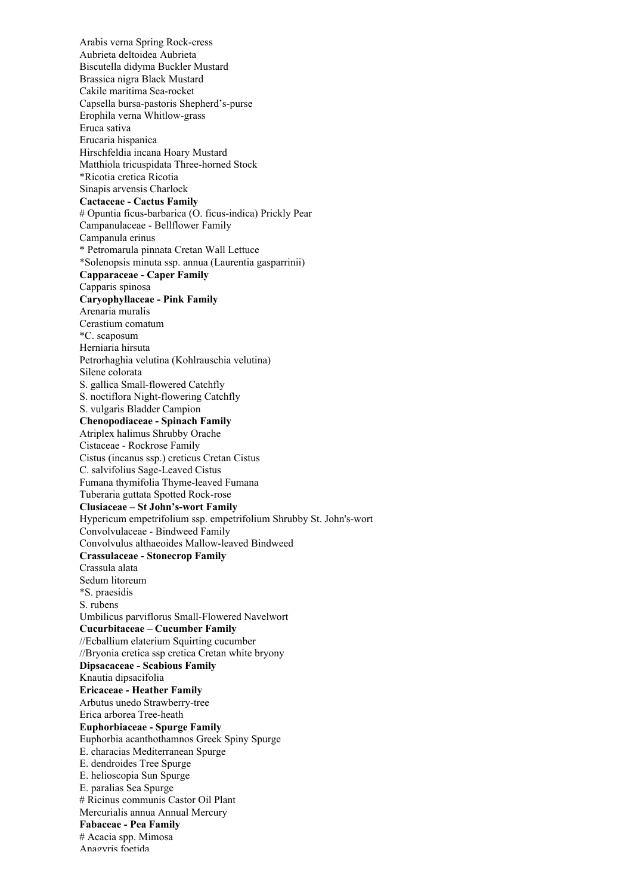Arabis verna Spring Rock-cress
Aubrieta deltoidea Aubrieta
Biscutella didyma Buckler Mustard
Brassica nigra Black Mustard
Cakile maritima Sea-rocket
Capsella bursa-pastoris Shepherd's-purse
Erophila verna Whitlow-grass
Eruca sativa
Erucaria hispanica
Hirschfeldia incana Hoary Mustard
Matthiola tricuspidata Three-horned Stock
*Ricotia cretica Ricotia
Sinapis arvensis Charlock
**Cactaceae - Cactus Family**
# Opuntia ficus-barbarica (O. ficus-indica) Prickly Pear
Campanulaceae - Bellflower Family
Campanula erinus
* Petromarula pinnata Cretan Wall Lettuce
*Solenopsis minuta ssp. annua (Laurentia gasparrinii)
**Capparaceae - Caper Family**
Capparis spinosa
**Caryophyllaceae - Pink Family**
Arenaria muralis
Cerastium comatum
*C. scaposum
Herniaria hirsuta
Petrorhaghia velutina (Kohlrauschia velutina)
Silene colorata
S. gallica Small-flowered Catchfly
S. noctiflora Night-flowering Catchfly
S. vulgaris Bladder Campion
**Chenopodiaceae - Spinach Family**
Atriplex halimus Shrubby Orache
Cistaceae - Rockrose Family
Cistus (incanus ssp.) creticus Cretan Cistus
C. salvifolius Sage-Leaved Cistus
Fumana thymifolia Thyme-leaved Fumana
Tuberaria guttata Spotted Rock-rose
**Clusiaceae – St John's-wort Family**
Hypericum empetrifolium ssp. empetrifolium Shrubby St. John's-wort
Convolvulaceae - Bindweed Family
Convolvulus althaeoides Mallow-leaved Bindweed
**Crassulaceae - Stonecrop Family**
Crassula alata
Sedum litoreum
*S. praesidis
S. rubens
Umbilicus parviflorus Small-Flowered Navelwort
**Cucurbitaceae – Cucumber Family**
//Ecballium elaterium Squirting cucumber
//Bryonia cretica ssp cretica Cretan white bryony
**Dipsacaceae - Scabious Family**
Knautia dipsacifolia
**Ericaceae - Heather Family**
Arbutus unedo Strawberry-tree
Erica arborea Tree-heath
**Euphorbiaceae - Spurge Family**
Euphorbia acanthothamnos Greek Spiny Spurge
E. characias Mediterranean Spurge
E. dendroides Tree Spurge
E. helioscopia Sun Spurge
E. paralias Sea Spurge
# Ricinus communis Castor Oil Plant
Mercurialis annua Annual Mercury
**Fabaceae - Pea Family**
# Acacia spp. Mimosa
Anagyris foetida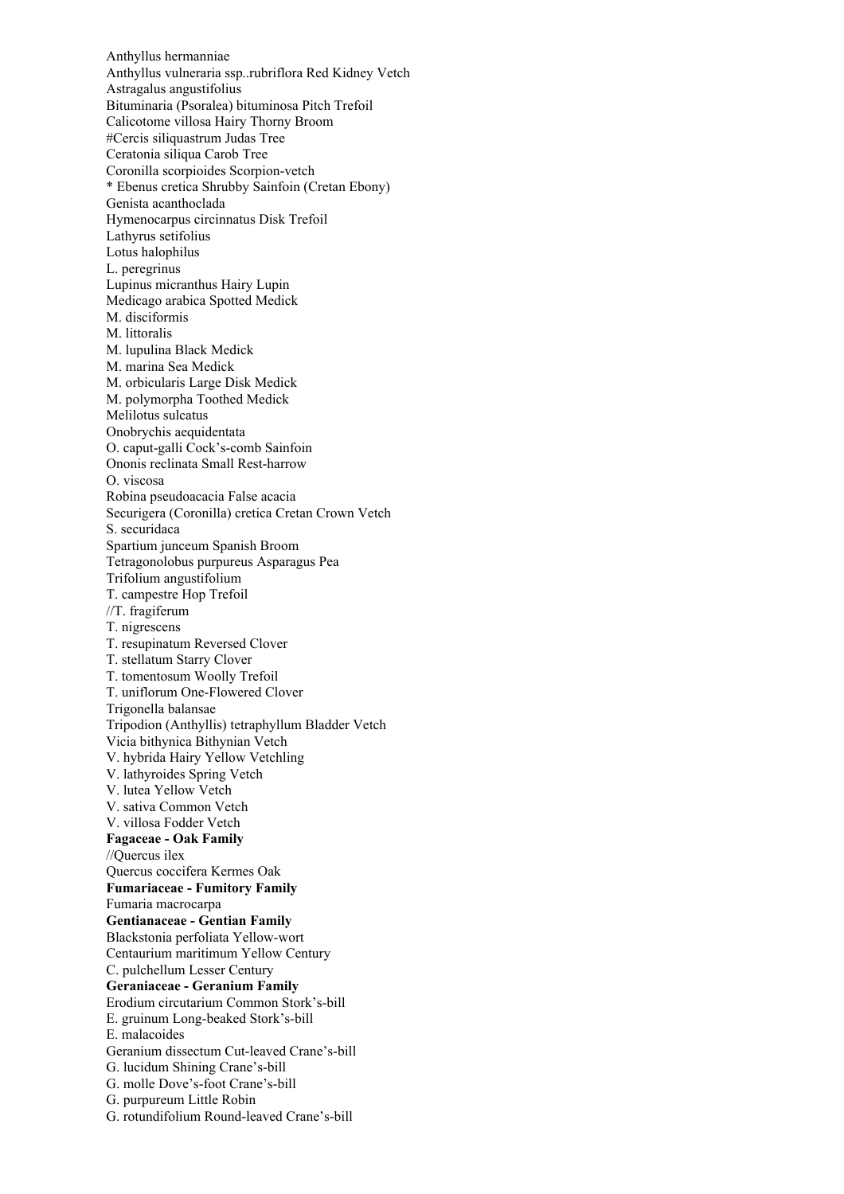Anthyllus hermanniae
Anthyllus vulneraria ssp..rubriflora Red Kidney Vetch
Astragalus angustifolius
Bituminaria (Psoralea) bituminosa Pitch Trefoil
Calicotome villosa Hairy Thorny Broom
#Cercis siliquastrum Judas Tree
Ceratonia siliqua Carob Tree
Coronilla scorpioides Scorpion-vetch
* Ebenus cretica Shrubby Sainfoin (Cretan Ebony)
Genista acanthoclada
Hymenocarpus circinnatus Disk Trefoil
Lathyrus setifolius
Lotus halophilus
L. peregrinus
Lupinus micranthus Hairy Lupin
Medicago arabica Spotted Medick
M. disciformis
M. littoralis
M. lupulina Black Medick
M. marina Sea Medick
M. orbicularis Large Disk Medick
M. polymorpha Toothed Medick
Melilotus sulcatus
Onobrychis aequidentata
O. caput-galli Cock's-comb Sainfoin
Ononis reclinata Small Rest-harrow
O. viscosa
Robina pseudoacacia False acacia
Securigera (Coronilla) cretica Cretan Crown Vetch
S. securidaca
Spartium junceum Spanish Broom
Tetragonolobus purpureus Asparagus Pea
Trifolium angustifolium
T. campestre Hop Trefoil
//T. fragiferum
T. nigrescens
T. resupinatum Reversed Clover
T. stellatum Starry Clover
T. tomentosum Woolly Trefoil
T. uniflorum One-Flowered Clover
Trigonella balansae
Tripodion (Anthyllis) tetraphyllum Bladder Vetch
Vicia bithynica Bithynian Vetch
V. hybrida Hairy Yellow Vetchling
V. lathyroides Spring Vetch
V. lutea Yellow Vetch
V. sativa Common Vetch
V. villosa Fodder Vetch

**Fagaceae - Oak Family**

//Quercus ilex
Quercus coccifera Kermes Oak

**Fumariaceae - Fumitory Family**

Fumaria macrocarpa

**Gentianaceae - Gentian Family**

Blackstonia perfoliata Yellow-wort
Centaurium maritimum Yellow Century
C. pulchellum Lesser Century

**Geraniaceae - Geranium Family**

Erodium circutarium Common Stork's-bill
E. gruinum Long-beaked Stork's-bill
E. malacoides
Geranium dissectum Cut-leaved Crane's-bill
G. lucidum Shining Crane's-bill
G. molle Dove's-foot Crane's-bill
G. purpureum Little Robin
G. rotundifolium Round-leaved Crane's-bill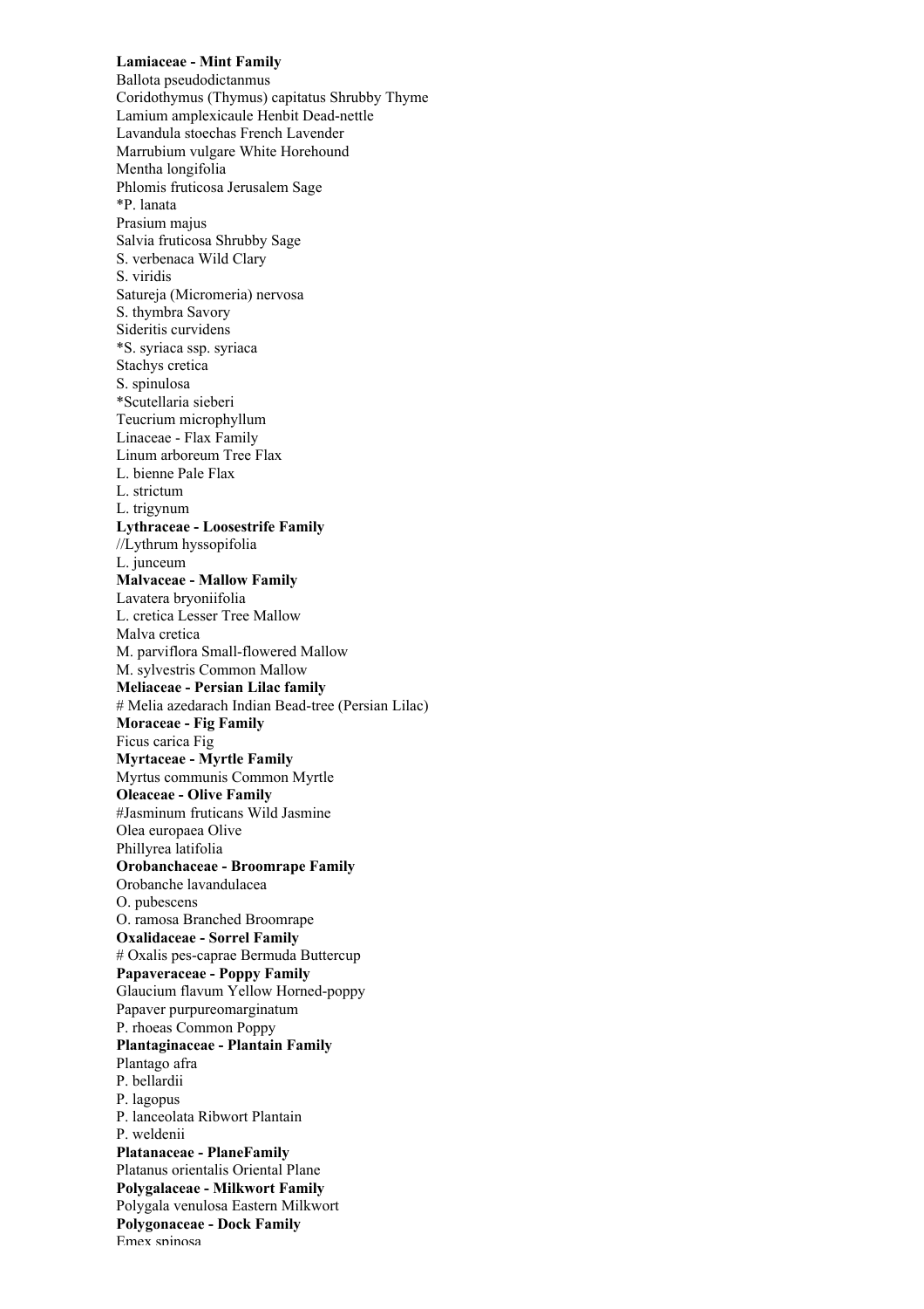**Lamiaceae - Mint Family**

Ballota pseudodictanmus
Coridothymus (Thymus) capitatus Shrubby Thyme
Lamium amplexicaule Henbit Dead-nettle
Lavandula stoechas French Lavender
Marrubium vulgare White Horehound
Mentha longifolia
Phlomis fruticosa Jerusalem Sage
*P. lanata
Prasium majus
Salvia fruticosa Shrubby Sage
S. verbenaca Wild Clary
S. viridis
Satureja (Micromeria) nervosa
S. thymbra Savory
Sideritis curvidens
*S. syriaca ssp. syriaca
Stachys cretica
S. spinulosa
*Scutellaria sieberi
Teucrium microphyllum
Linaceae - Flax Family
Linum arboreum Tree Flax
L. bienne Pale Flax
L. strictum
L. trigynum

**Lythraceae - Loosestrife Family**

//Lythrum hyssopifolia
L. junceum

**Malvaceae - Mallow Family**

Lavatera bryoniifolia
L. cretica Lesser Tree Mallow
Malva cretica
M. parviflora Small-flowered Mallow
M. sylvestris Common Mallow

**Meliaceae - Persian Lilac family**

# Melia azedarach Indian Bead-tree (Persian Lilac)

**Moraceae - Fig Family**

Ficus carica Fig

**Myrtaceae - Myrtle Family**

Myrtus communis Common Myrtle

**Oleaceae - Olive Family**

#Jasminum fruticans Wild Jasmine
Olea europaea Olive
Phillyrea latifolia

**Orobanchaceae - Broomrape Family**

Orobanche lavandulacea
O. pubescens
O. ramosa Branched Broomrape

**Oxalidaceae - Sorrel Family**

# Oxalis pes-caprae Bermuda Buttercup

**Papaveraceae - Poppy Family**

Glaucium flavum Yellow Horned-poppy
Papaver purpureomarginatum
P. rhoeas Common Poppy

**Plantaginaceae - Plantain Family**

Plantago afra
P. bellardii
P. lagopus
P. lanceolata Ribwort Plantain
P. weldenii

**Platanaceae - PlaneFamily**

Platanus orientalis Oriental Plane

**Polygalaceae - Milkwort Family**

Polygala venulosa Eastern Milkwort

**Polygonaceae - Dock Family**

Emex spinosa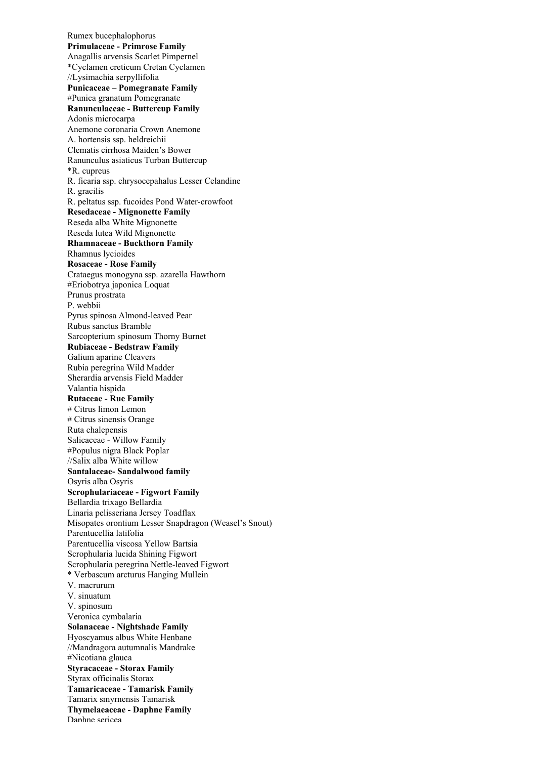Rumex bucephalophorus

**Primulaceae - Primrose Family**

Anagallis arvensis Scarlet Pimpernel

*Cyclamen creticum Cretan Cyclamen

//Lysimachia serpyllifolia

**Punicaceae – Pomegranate Family**

#Punica granatum Pomegranate

**Ranunculaceae - Buttercup Family**

Adonis microcarpa

Anemone coronaria Crown Anemone

A. hortensis ssp. heldreichii

Clematis cirrhosa Maiden's Bower

Ranunculus asiaticus Turban Buttercup

*R. cupreus

R. ficaria ssp. chrysocepahalus Lesser Celandine

R. gracilis

R. peltatus ssp. fucoides Pond Water-crowfoot

**Resedaceae - Mignonette Family**

Reseda alba White Mignonette

Reseda lutea Wild Mignonette

**Rhamnaceae - Buckthorn Family**

Rhamnus lycioides

**Rosaceae - Rose Family**

Crataegus monogyna ssp. azarella Hawthorn

#Eriobotrya japonica Loquat

Prunus prostrata

P. webbii

Pyrus spinosa Almond-leaved Pear

Rubus sanctus Bramble

Sarcopterium spinosum Thorny Burnet

**Rubiaceae - Bedstraw Family**

Galium aparine Cleavers

Rubia peregrina Wild Madder

Sherardia arvensis Field Madder

Valantia hispida

**Rutaceae - Rue Family**

# Citrus limon Lemon

# Citrus sinensis Orange

Ruta chalepensis

Salicaceae - Willow Family

#Populus nigra Black Poplar

//Salix alba White willow

**Santalaceae- Sandalwood family**

Osyris alba Osyris

**Scrophulariaceae - Figwort Family**

Bellardia trixago Bellardia

Linaria pelisseriana Jersey Toadflax

Misopates orontium Lesser Snapdragon (Weasel's Snout)

Parentucellia latifolia

Parentucellia viscosa Yellow Bartsia

Scrophularia lucida Shining Figwort

Scrophularia peregrina Nettle-leaved Figwort

* Verbascum arcturus Hanging Mullein

V. macrurum

V. sinuatum

V. spinosum

Veronica cymbalaria

**Solanaceae - Nightshade Family**

Hyoscyamus albus White Henbane

//Mandragora autumnalis Mandrake

#Nicotiana glauca

**Styracaceae - Storax Family**

Styrax officinalis Storax

**Tamaricaceae - Tamarisk Family**

Tamarix smyrnensis Tamarisk

**Thymelaeaceae - Daphne Family**

Daphne sericea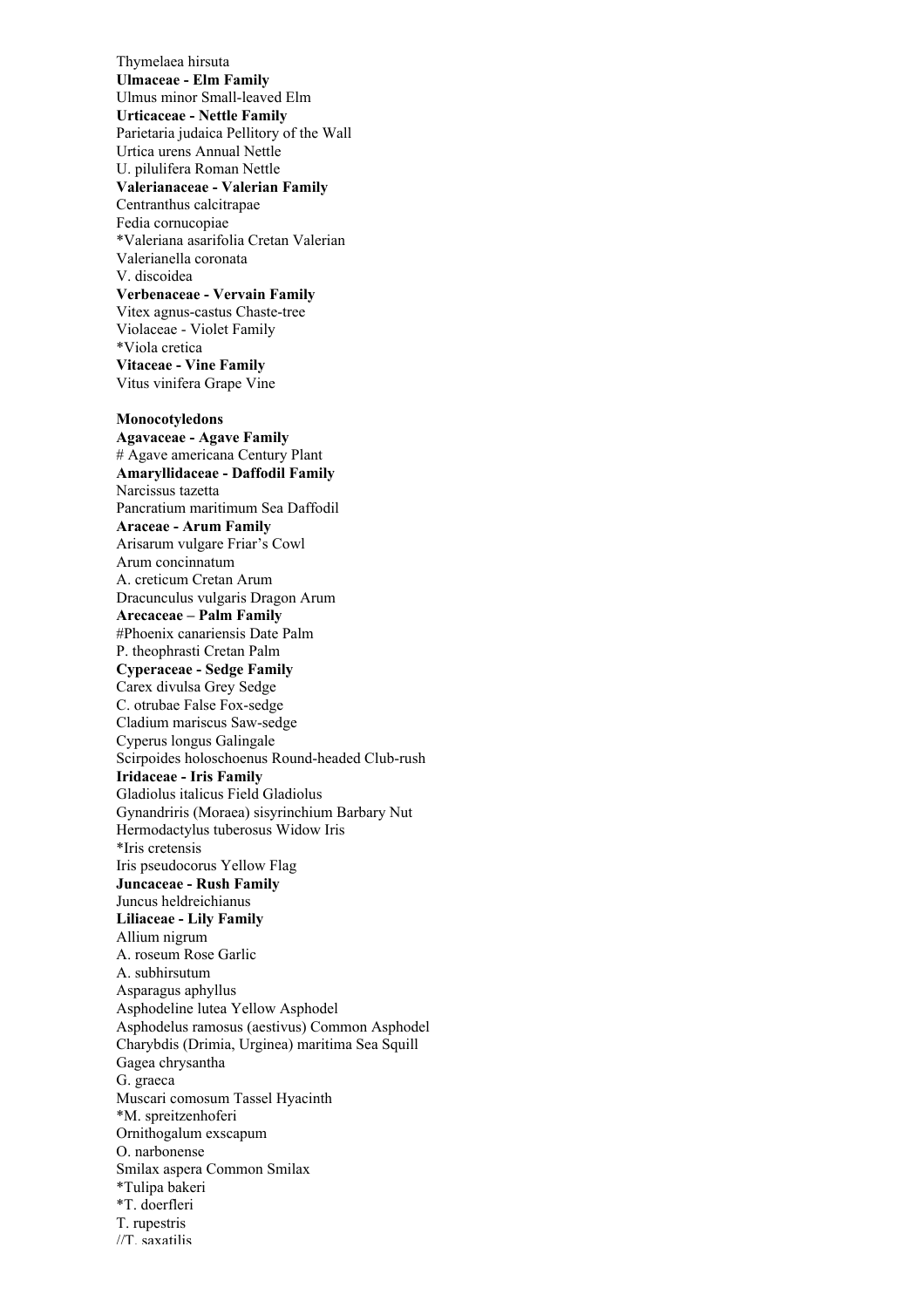Thymelaea hirsuta

**Ulmaceae - Elm Family**

Ulmus minor Small-leaved Elm

**Urticaceae - Nettle Family**

Parietaria judaica Pellitory of the Wall

Urtica urens Annual Nettle

U. pilulifera Roman Nettle

**Valerianaceae - Valerian Family**

Centranthus calcitrapae

Fedia cornucopiae

*Valeriana asarifolia Cretan Valerian

Valerianella coronata

V. discoidea

**Verbenaceae - Vervain Family**

Vitex agnus-castus Chaste-tree

Violaceae - Violet Family

*Viola cretica

**Vitaceae - Vine Family**

Vitus vinifera Grape Vine

**Monocotyledons**

**Agavaceae - Agave Family**

# Agave americana Century Plant

**Amaryllidaceae - Daffodil Family**

Narcissus tazetta

Pancratium maritimum Sea Daffodil

**Araceae - Arum Family**

Arisarum vulgare Friar's Cowl

Arum concinnatum

A. creticum Cretan Arum

Dracunculus vulgaris Dragon Arum

**Arecaceae – Palm Family**

#Phoenix canariensis Date Palm

P. theophrasti Cretan Palm

**Cyperaceae - Sedge Family**

Carex divulsa Grey Sedge

C. otrubae False Fox-sedge

Cladium mariscus Saw-sedge

Cyperus longus Galingale

Scirpoides holoschoenus Round-headed Club-rush

**Iridaceae - Iris Family**

Gladiolus italicus Field Gladiolus

Gynandriris (Moraea) sisyrinchium Barbary Nut

Hermodactylus tuberosus Widow Iris

*Iris cretensis

Iris pseudocorus Yellow Flag

**Juncaceae - Rush Family**

Juncus heldreichianus

**Liliaceae - Lily Family**

Allium nigrum

A. roseum Rose Garlic

A. subhirsutum

Asparagus aphyllus

Asphodeline lutea Yellow Asphodel

Asphodelus ramosus (aestivus) Common Asphodel

Charybdis (Drimia, Urginea) maritima Sea Squill

Gagea chrysantha

G. graeca

Muscari comosum Tassel Hyacinth

*M. spreitzenhoferi

Ornithogalum exscapum

O. narbonense

Smilax aspera Common Smilax

*Tulipa bakeri

*T. doerfleri

T. rupestris

//T. saxatilis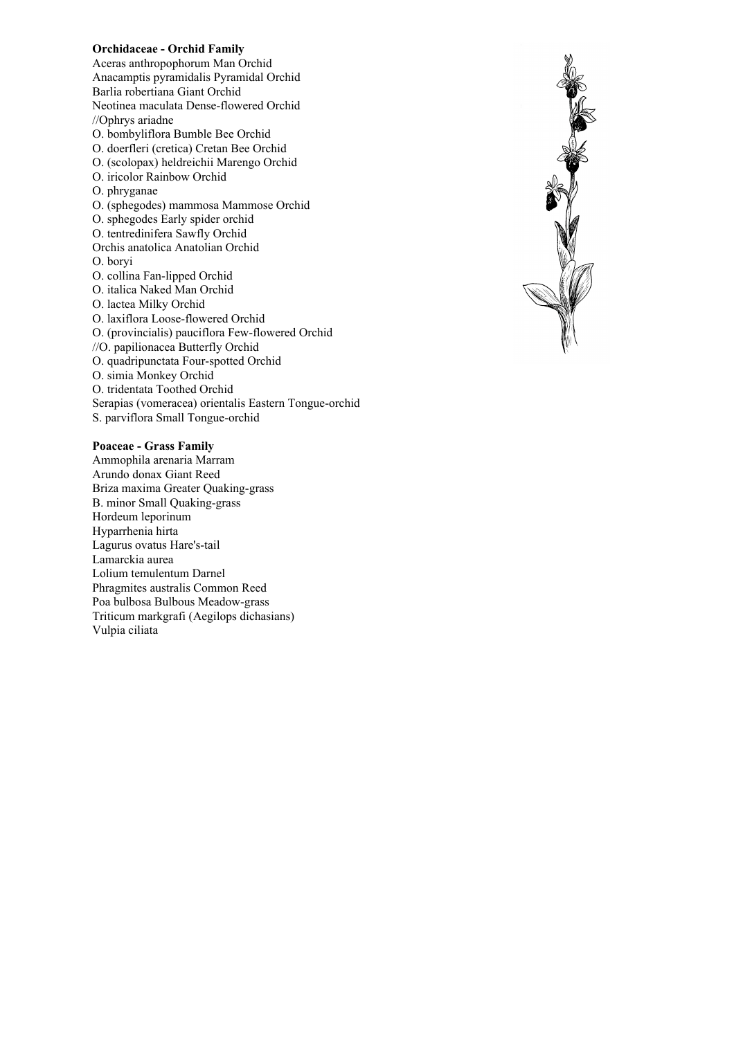**Orchidaceae - Orchid Family**

Aceras anthropophorum Man Orchid
Anacamptis pyramidalis Pyramidal Orchid
Barlia robertiana Giant Orchid
Neotinea maculata Dense-flowered Orchid
//Ophrys ariadne
O. bombyliflora Bumble Bee Orchid
O. doerfleri (cretica) Cretan Bee Orchid
O. (scolopax) heldreichii Marengo Orchid
O. iricolor Rainbow Orchid
O. phryganae
O. (sphegodes) mammosa Mammose Orchid
O. sphegodes Early spider orchid
O. tentredinifera Sawfly Orchid
Orchis anatolica Anatolian Orchid
O. boryi
O. collina Fan-lipped Orchid
O. italica Naked Man Orchid
O. lactea Milky Orchid
O. laxiflora Loose-flowered Orchid
O. (provincialis) pauciflora Few-flowered Orchid
//O. papilionacea Butterfly Orchid
O. quadripunctata Four-spotted Orchid
O. simia Monkey Orchid
O. tridentata Toothed Orchid
Serapias (vomeracea) orientalis Eastern Tongue-orchid
S. parviflora Small Tongue-orchid

**Poaceae - Grass Family**

Ammophila arenaria Marram
Arundo donax Giant Reed
Briza maxima Greater Quaking-grass
B. minor Small Quaking-grass
Hordeum leporinum
Hyparrhenia hirta
Lagurus ovatus Hare's-tail
Lamarckia aurea
Lolium temulentum Darnel
Phragmites australis Common Reed
Poa bulbosa Bulbous Meadow-grass
Triticum markgrafi (Aegilops dichasians)
Vulpia ciliata